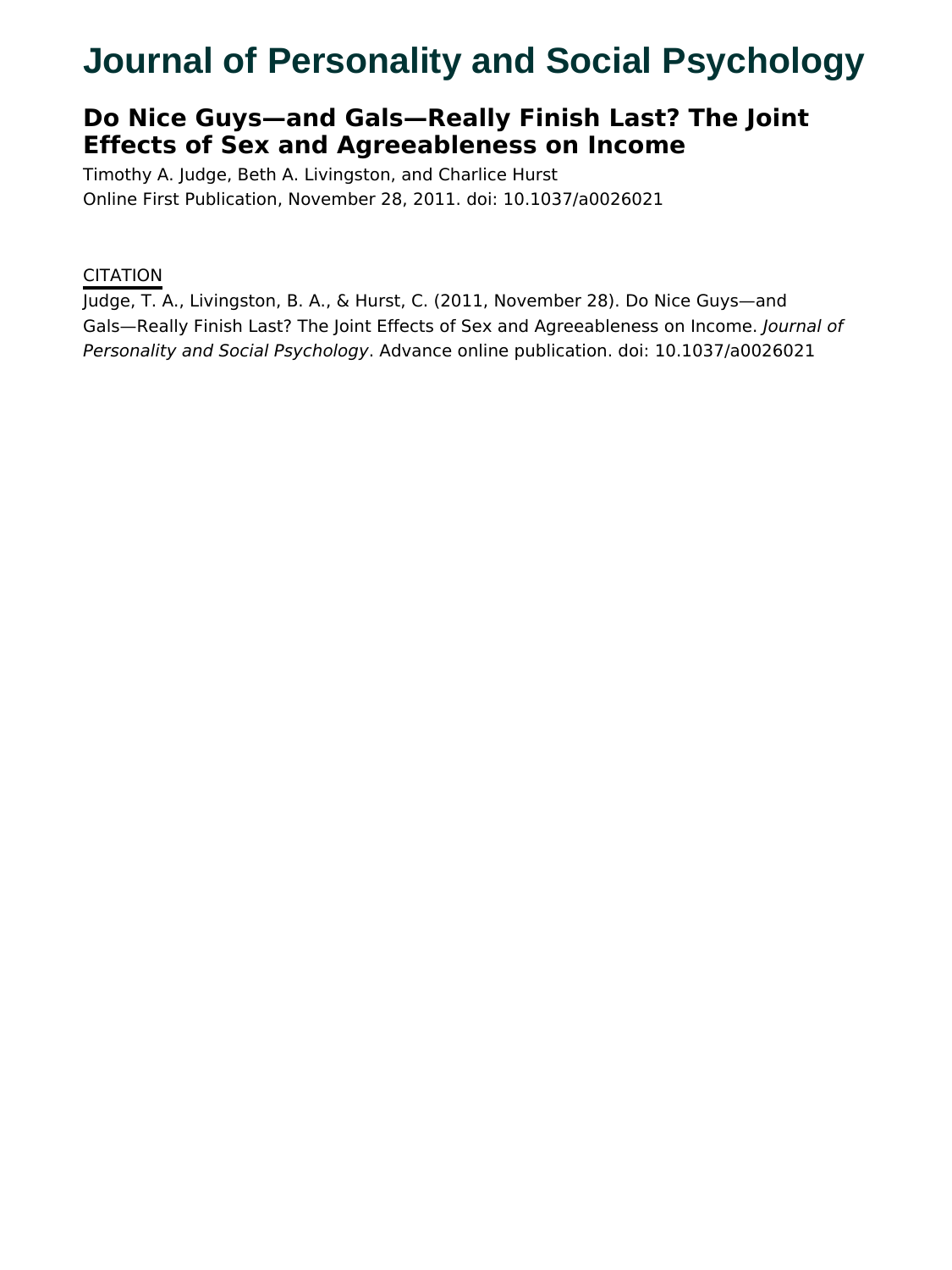# Journal of Personality and Social Psychology

## Do Nice Guys—and Gals—Really Finish Last? The Joint Effects of Sex and Agreeableness on Income

Timothy A. Judge, Beth A. Livingston, and Charlice Hurst

Online First Publication, November 28, 2011. doi: 10.1037/a0026021

CITATION

Judge, T. A., Livingston, B. A., & Hurst, C. (2011, November 28). Do Nice Guys—and Gals—Really Finish Last? The Joint Effects of Sex and Agreeableness on Income. *Journal of Personality and Social Psychology*. Advance online publication. doi: 10.1037/a0026021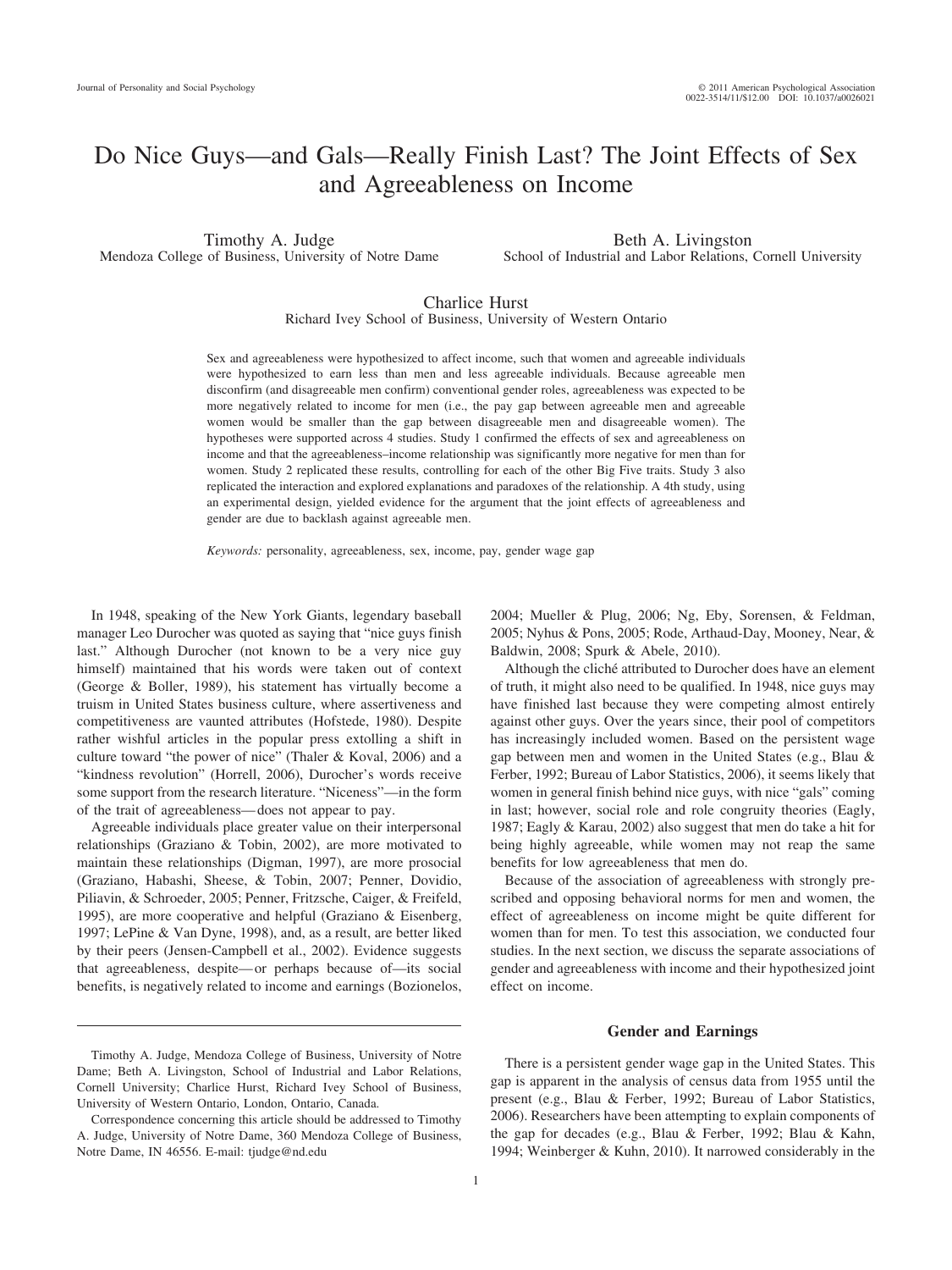# Do Nice Guys—and Gals—Really Finish Last? The Joint Effects of Sex and Agreeableness on Income

Timothy A. Judge
Mendoza College of Business, University of Notre Dame

Beth A. Livingston
School of Industrial and Labor Relations, Cornell University

Charlice Hurst
Richard Ivey School of Business, University of Western Ontario

Sex and agreeableness were hypothesized to affect income, such that women and agreeable individuals were hypothesized to earn less than men and less agreeable individuals. Because agreeable men disconfirm (and disagreeable men confirm) conventional gender roles, agreeableness was expected to be more negatively related to income for men (i.e., the pay gap between agreeable men and agreeable women would be smaller than the gap between disagreeable men and disagreeable women). The hypotheses were supported across 4 studies. Study 1 confirmed the effects of sex and agreeableness on income and that the agreeableness–income relationship was significantly more negative for men than for women. Study 2 replicated these results, controlling for each of the other Big Five traits. Study 3 also replicated the interaction and explored explanations and paradoxes of the relationship. A 4th study, using an experimental design, yielded evidence for the argument that the joint effects of agreeableness and gender are due to backlash against agreeable men.

*Keywords:* personality, agreeableness, sex, income, pay, gender wage gap

In 1948, speaking of the New York Giants, legendary baseball manager Leo Durocher was quoted as saying that "nice guys finish last." Although Durocher (not known to be a very nice guy himself) maintained that his words were taken out of context (George & Boller, 1989), his statement has virtually become a truism in United States business culture, where assertiveness and competitiveness are vaunted attributes (Hofstede, 1980). Despite rather wishful articles in the popular press extolling a shift in culture toward "the power of nice" (Thaler & Koval, 2006) and a "kindness revolution" (Horrell, 2006), Durocher's words receive some support from the research literature. "Niceness"—in the form of the trait of agreeableness—does not appear to pay.

Agreeable individuals place greater value on their interpersonal relationships (Graziano & Tobin, 2002), are more motivated to maintain these relationships (Digman, 1997), are more prosocial (Graziano, Habashi, Sheese, & Tobin, 2007; Penner, Dovidio, Piliavin, & Schroeder, 2005; Penner, Fritzsche, Caiger, & Freifeld, 1995), are more cooperative and helpful (Graziano & Eisenberg, 1997; LePine & Van Dyne, 1998), and, as a result, are better liked by their peers (Jensen-Campbell et al., 2002). Evidence suggests that agreeableness, despite—or perhaps because of—its social benefits, is negatively related to income and earnings (Bozionelos, 2004; Mueller & Plug, 2006; Ng, Eby, Sorensen, & Feldman, 2005; Nyhus & Pons, 2005; Rode, Arthaud-Day, Mooney, Near, & Baldwin, 2008; Spurk & Abele, 2010).

Although the cliché attributed to Durocher does have an element of truth, it might also need to be qualified. In 1948, nice guys may have finished last because they were competing almost entirely against other guys. Over the years since, their pool of competitors has increasingly included women. Based on the persistent wage gap between men and women in the United States (e.g., Blau & Ferber, 1992; Bureau of Labor Statistics, 2006), it seems likely that women in general finish behind nice guys, with nice "gals" coming in last; however, social role and role congruity theories (Eagly, 1987; Eagly & Karau, 2002) also suggest that men do take a hit for being highly agreeable, while women may not reap the same benefits for low agreeableness that men do.

Because of the association of agreeableness with strongly prescribed and opposing behavioral norms for men and women, the effect of agreeableness on income might be quite different for women than for men. To test this association, we conducted four studies. In the next section, we discuss the separate associations of gender and agreeableness with income and their hypothesized joint effect on income.

## Gender and Earnings

There is a persistent gender wage gap in the United States. This gap is apparent in the analysis of census data from 1955 until the present (e.g., Blau & Ferber, 1992; Bureau of Labor Statistics, 2006). Researchers have been attempting to explain components of the gap for decades (e.g., Blau & Ferber, 1992; Blau & Kahn, 1994; Weinberger & Kuhn, 2010). It narrowed considerably in the

---

Timothy A. Judge, Mendoza College of Business, University of Notre Dame; Beth A. Livingston, School of Industrial and Labor Relations, Cornell University; Charlice Hurst, Richard Ivey School of Business, University of Western Ontario, London, Ontario, Canada.

Correspondence concerning this article should be addressed to Timothy A. Judge, University of Notre Dame, 360 Mendoza College of Business, Notre Dame, IN 46556. E-mail: tjudge@nd.edu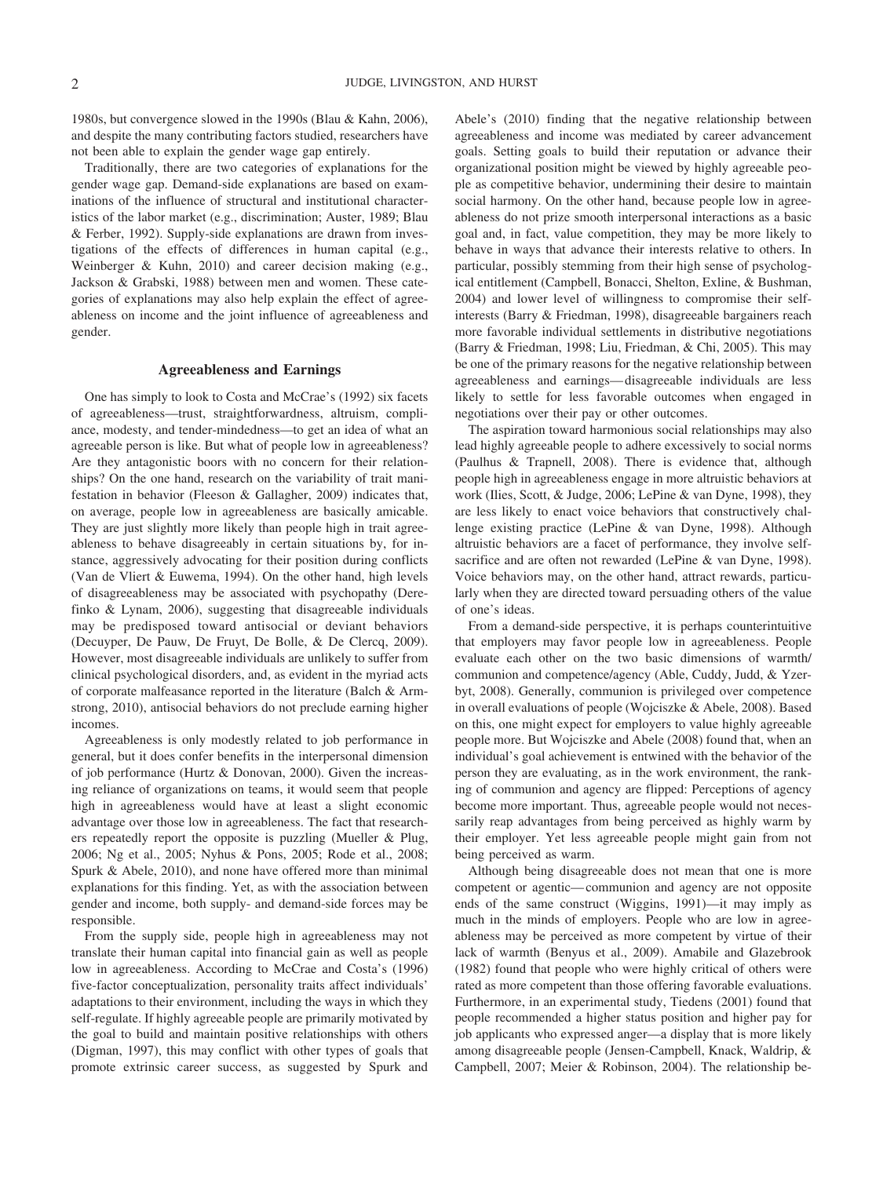1980s, but convergence slowed in the 1990s (Blau & Kahn, 2006), and despite the many contributing factors studied, researchers have not been able to explain the gender wage gap entirely.

Traditionally, there are two categories of explanations for the gender wage gap. Demand-side explanations are based on examinations of the influence of structural and institutional characteristics of the labor market (e.g., discrimination; Auster, 1989; Blau & Ferber, 1992). Supply-side explanations are drawn from investigations of the effects of differences in human capital (e.g., Weinberger & Kuhn, 2010) and career decision making (e.g., Jackson & Grabski, 1988) between men and women. These categories of explanations may also help explain the effect of agreeableness on income and the joint influence of agreeableness and gender.

## Agreeableness and Earnings

One has simply to look to Costa and McCrae's (1992) six facets of agreeableness—trust, straightforwardness, altruism, compliance, modesty, and tender-mindedness—to get an idea of what an agreeable person is like. But what of people low in agreeableness? Are they antagonistic boors with no concern for their relationships? On the one hand, research on the variability of trait manifestation in behavior (Fleeson & Gallagher, 2009) indicates that, on average, people low in agreeableness are basically amicable. They are just slightly more likely than people high in trait agreeableness to behave disagreeably in certain situations by, for instance, aggressively advocating for their position during conflicts (Van de Vliert & Euwema, 1994). On the other hand, high levels of disagreeableness may be associated with psychopathy (Derefinko & Lynam, 2006), suggesting that disagreeable individuals may be predisposed toward antisocial or deviant behaviors (Decuyper, De Pauw, De Fruyt, De Bolle, & De Clercq, 2009). However, most disagreeable individuals are unlikely to suffer from clinical psychological disorders, and, as evident in the myriad acts of corporate malfeasance reported in the literature (Balch & Armstrong, 2010), antisocial behaviors do not preclude earning higher incomes.

Agreeableness is only modestly related to job performance in general, but it does confer benefits in the interpersonal dimension of job performance (Hurtz & Donovan, 2000). Given the increasing reliance of organizations on teams, it would seem that people high in agreeableness would have at least a slight economic advantage over those low in agreeableness. The fact that researchers repeatedly report the opposite is puzzling (Mueller & Plug, 2006; Ng et al., 2005; Nyhus & Pons, 2005; Rode et al., 2008; Spurk & Abele, 2010), and none have offered more than minimal explanations for this finding. Yet, as with the association between gender and income, both supply- and demand-side forces may be responsible.

From the supply side, people high in agreeableness may not translate their human capital into financial gain as well as people low in agreeableness. According to McCrae and Costa's (1996) five-factor conceptualization, personality traits affect individuals' adaptations to their environment, including the ways in which they self-regulate. If highly agreeable people are primarily motivated by the goal to build and maintain positive relationships with others (Digman, 1997), this may conflict with other types of goals that promote extrinsic career success, as suggested by Spurk and Abele's (2010) finding that the negative relationship between agreeableness and income was mediated by career advancement goals. Setting goals to build their reputation or advance their organizational position might be viewed by highly agreeable people as competitive behavior, undermining their desire to maintain social harmony. On the other hand, because people low in agreeableness do not prize smooth interpersonal interactions as a basic goal and, in fact, value competition, they may be more likely to behave in ways that advance their interests relative to others. In particular, possibly stemming from their high sense of psychological entitlement (Campbell, Bonacci, Shelton, Exline, & Bushman, 2004) and lower level of willingness to compromise their self-interests (Barry & Friedman, 1998), disagreeable bargainers reach more favorable individual settlements in distributive negotiations (Barry & Friedman, 1998; Liu, Friedman, & Chi, 2005). This may be one of the primary reasons for the negative relationship between agreeableness and earnings—disagreeable individuals are less likely to settle for less favorable outcomes when engaged in negotiations over their pay or other outcomes.

The aspiration toward harmonious social relationships may also lead highly agreeable people to adhere excessively to social norms (Paulhus & Trapnell, 2008). There is evidence that, although people high in agreeableness engage in more altruistic behaviors at work (Ilies, Scott, & Judge, 2006; LePine & van Dyne, 1998), they are less likely to enact voice behaviors that constructively challenge existing practice (LePine & van Dyne, 1998). Although altruistic behaviors are a facet of performance, they involve self-sacrifice and are often not rewarded (LePine & van Dyne, 1998). Voice behaviors may, on the other hand, attract rewards, particularly when they are directed toward persuading others of the value of one's ideas.

From a demand-side perspective, it is perhaps counterintuitive that employers may favor people low in agreeableness. People evaluate each other on the two basic dimensions of warmth/communion and competence/agency (Able, Cuddy, Judd, & Yzerbyt, 2008). Generally, communion is privileged over competence in overall evaluations of people (Wojciszke & Abele, 2008). Based on this, one might expect for employers to value highly agreeable people more. But Wojciszke and Abele (2008) found that, when an individual's goal achievement is entwined with the behavior of the person they are evaluating, as in the work environment, the ranking of communion and agency are flipped: Perceptions of agency become more important. Thus, agreeable people would not necessarily reap advantages from being perceived as highly warm by their employer. Yet less agreeable people might gain from not being perceived as warm.

Although being disagreeable does not mean that one is more competent or agentic—communion and agency are not opposite ends of the same construct (Wiggins, 1991)—it may imply as much in the minds of employers. People who are low in agreeableness may be perceived as more competent by virtue of their lack of warmth (Benyus et al., 2009). Amabile and Glazebrook (1982) found that people who were highly critical of others were rated as more competent than those offering favorable evaluations. Furthermore, in an experimental study, Tiedens (2001) found that people recommended a higher status position and higher pay for job applicants who expressed anger—a display that is more likely among disagreeable people (Jensen-Campbell, Knack, Waldrip, & Campbell, 2007; Meier & Robinson, 2004). The relationship be-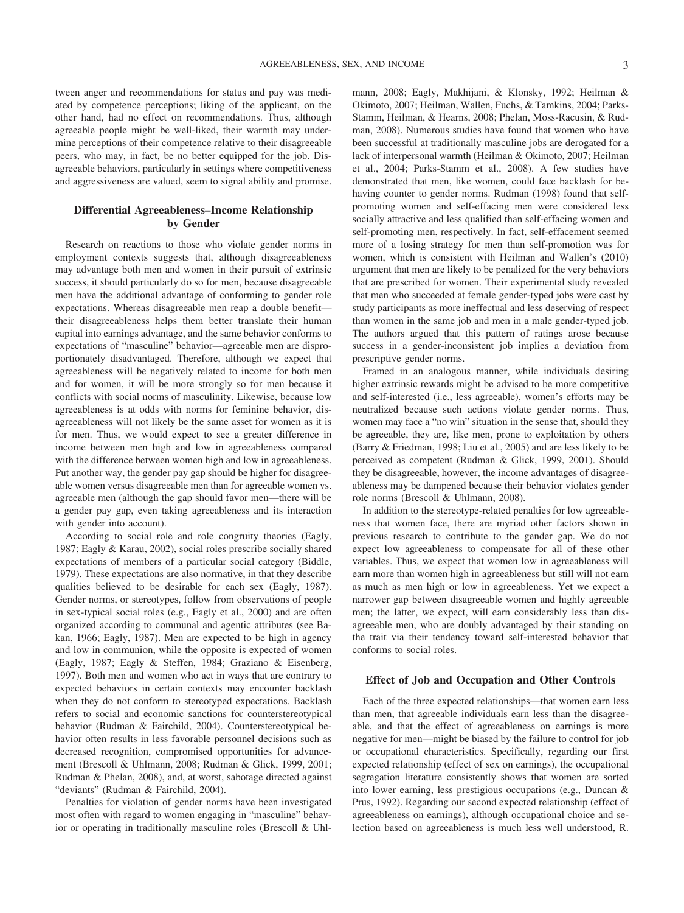tween anger and recommendations for status and pay was mediated by competence perceptions; liking of the applicant, on the other hand, had no effect on recommendations. Thus, although agreeable people might be well-liked, their warmth may undermine perceptions of their competence relative to their disagreeable peers, who may, in fact, be no better equipped for the job. Disagreeable behaviors, particularly in settings where competitiveness and aggressiveness are valued, seem to signal ability and promise.

## Differential Agreeableness–Income Relationship by Gender

Research on reactions to those who violate gender norms in employment contexts suggests that, although disagreeableness may advantage both men and women in their pursuit of extrinsic success, it should particularly do so for men, because disagreeable men have the additional advantage of conforming to gender role expectations. Whereas disagreeable men reap a double benefit—their disagreeableness helps them better translate their human capital into earnings advantage, and the same behavior conforms to expectations of "masculine" behavior—agreeable men are disproportionately disadvantaged. Therefore, although we expect that agreeableness will be negatively related to income for both men and for women, it will be more strongly so for men because it conflicts with social norms of masculinity. Likewise, because low agreeableness is at odds with norms for feminine behavior, disagreeableness will not likely be the same asset for women as it is for men. Thus, we would expect to see a greater difference in income between men high and low in agreeableness compared with the difference between women high and low in agreeableness. Put another way, the gender pay gap should be higher for disagreeable women versus disagreeable men than for agreeable women vs. agreeable men (although the gap should favor men—there will be a gender pay gap, even taking agreeableness and its interaction with gender into account).

According to social role and role congruity theories (Eagly, 1987; Eagly & Karau, 2002), social roles prescribe socially shared expectations of members of a particular social category (Biddle, 1979). These expectations are also normative, in that they describe qualities believed to be desirable for each sex (Eagly, 1987). Gender norms, or stereotypes, follow from observations of people in sex-typical social roles (e.g., Eagly et al., 2000) and are often organized according to communal and agentic attributes (see Bakan, 1966; Eagly, 1987). Men are expected to be high in agency and low in communion, while the opposite is expected of women (Eagly, 1987; Eagly & Steffen, 1984; Graziano & Eisenberg, 1997). Both men and women who act in ways that are contrary to expected behaviors in certain contexts may encounter backlash when they do not conform to stereotyped expectations. Backlash refers to social and economic sanctions for counterstereotypical behavior (Rudman & Fairchild, 2004). Counterstereotypical behavior often results in less favorable personnel decisions such as decreased recognition, compromised opportunities for advancement (Brescoll & Uhlmann, 2008; Rudman & Glick, 1999, 2001; Rudman & Phelan, 2008), and, at worst, sabotage directed against "deviants" (Rudman & Fairchild, 2004).

Penalties for violation of gender norms have been investigated most often with regard to women engaging in "masculine" behavior or operating in traditionally masculine roles (Brescoll & Uhlmann, 2008; Eagly, Makhijani, & Klonsky, 1992; Heilman & Okimoto, 2007; Heilman, Wallen, Fuchs, & Tamkins, 2004; Parks-Stamm, Heilman, & Hearns, 2008; Phelan, Moss-Racusin, & Rudman, 2008). Numerous studies have found that women who have been successful at traditionally masculine jobs are derogated for a lack of interpersonal warmth (Heilman & Okimoto, 2007; Heilman et al., 2004; Parks-Stamm et al., 2008). A few studies have demonstrated that men, like women, could face backlash for behaving counter to gender norms. Rudman (1998) found that self-promoting women and self-effacing men were considered less socially attractive and less qualified than self-effacing women and self-promoting men, respectively. In fact, self-effacement seemed more of a losing strategy for men than self-promotion was for women, which is consistent with Heilman and Wallen's (2010) argument that men are likely to be penalized for the very behaviors that are prescribed for women. Their experimental study revealed that men who succeeded at female gender-typed jobs were cast by study participants as more ineffectual and less deserving of respect than women in the same job and men in a male gender-typed job. The authors argued that this pattern of ratings arose because success in a gender-inconsistent job implies a deviation from prescriptive gender norms.

Framed in an analogous manner, while individuals desiring higher extrinsic rewards might be advised to be more competitive and self-interested (i.e., less agreeable), women's efforts may be neutralized because such actions violate gender norms. Thus, women may face a "no win" situation in the sense that, should they be agreeable, they are, like men, prone to exploitation by others (Barry & Friedman, 1998; Liu et al., 2005) and are less likely to be perceived as competent (Rudman & Glick, 1999, 2001). Should they be disagreeable, however, the income advantages of disagreeableness may be dampened because their behavior violates gender role norms (Brescoll & Uhlmann, 2008).

In addition to the stereotype-related penalties for low agreeableness that women face, there are myriad other factors shown in previous research to contribute to the gender gap. We do not expect low agreeableness to compensate for all of these other variables. Thus, we expect that women low in agreeableness will earn more than women high in agreeableness but still will not earn as much as men high or low in agreeableness. Yet we expect a narrower gap between disagreeable women and highly agreeable men; the latter, we expect, will earn considerably less than disagreeable men, who are doubly advantaged by their standing on the trait via their tendency toward self-interested behavior that conforms to social roles.

## Effect of Job and Occupation and Other Controls

Each of the three expected relationships—that women earn less than men, that agreeable individuals earn less than the disagreeable, and that the effect of agreeableness on earnings is more negative for men—might be biased by the failure to control for job or occupational characteristics. Specifically, regarding our first expected relationship (effect of sex on earnings), the occupational segregation literature consistently shows that women are sorted into lower earning, less prestigious occupations (e.g., Duncan & Prus, 1992). Regarding our second expected relationship (effect of agreeableness on earnings), although occupational choice and selection based on agreeableness is much less well understood, R.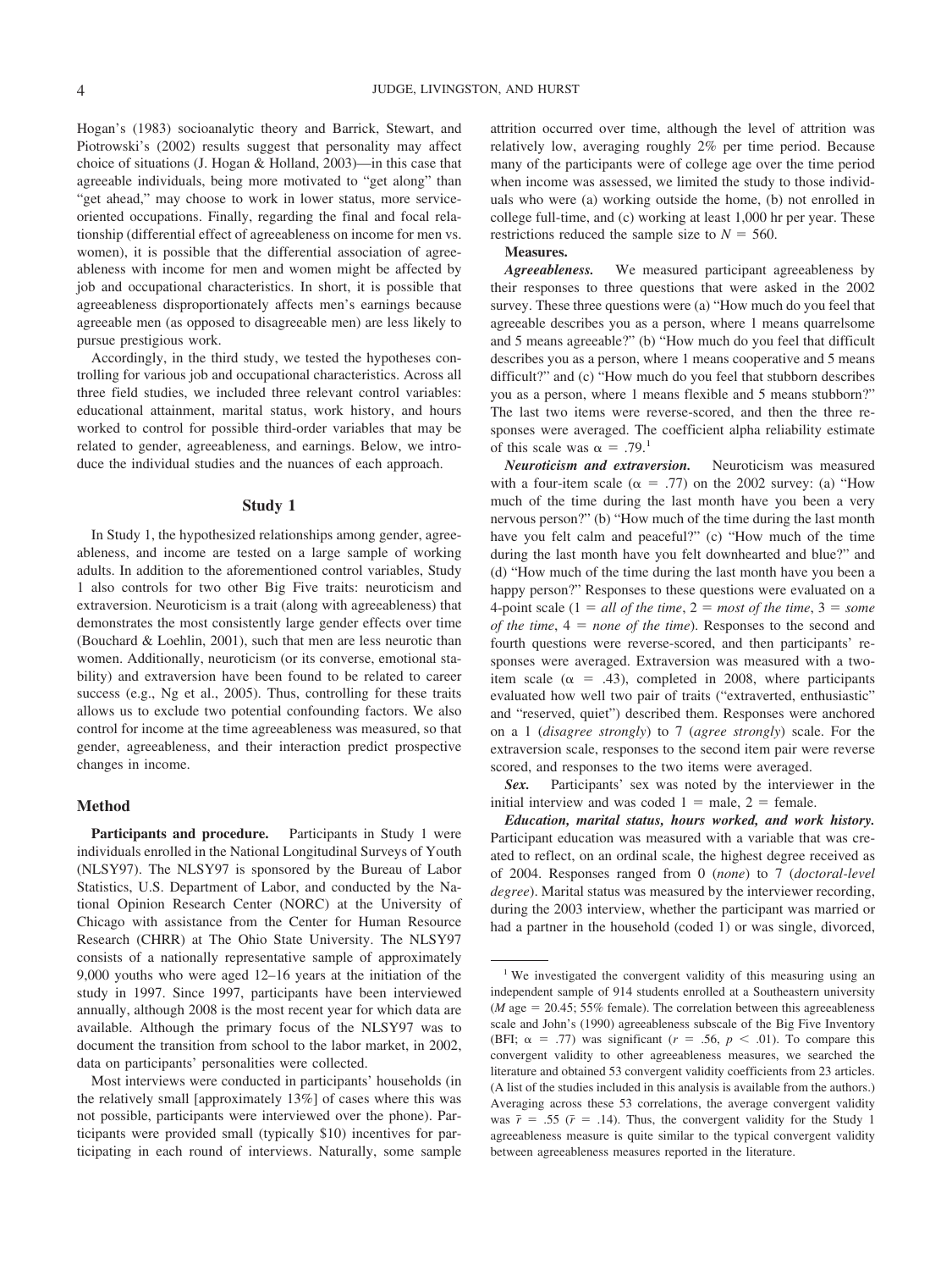Hogan's (1983) socioanalytic theory and Barrick, Stewart, and Piotrowski's (2002) results suggest that personality may affect choice of situations (J. Hogan & Holland, 2003)—in this case that agreeable individuals, being more motivated to "get along" than "get ahead," may choose to work in lower status, more service-oriented occupations. Finally, regarding the final and focal relationship (differential effect of agreeableness on income for men vs. women), it is possible that the differential association of agreeableness with income for men and women might be affected by job and occupational characteristics. In short, it is possible that agreeableness disproportionately affects men's earnings because agreeable men (as opposed to disagreeable men) are less likely to pursue prestigious work.

Accordingly, in the third study, we tested the hypotheses controlling for various job and occupational characteristics. Across all three field studies, we included three relevant control variables: educational attainment, marital status, work history, and hours worked to control for possible third-order variables that may be related to gender, agreeableness, and earnings. Below, we introduce the individual studies and the nuances of each approach.

## Study 1

In Study 1, the hypothesized relationships among gender, agreeableness, and income are tested on a large sample of working adults. In addition to the aforementioned control variables, Study 1 also controls for two other Big Five traits: neuroticism and extraversion. Neuroticism is a trait (along with agreeableness) that demonstrates the most consistently large gender effects over time (Bouchard & Loehlin, 2001), such that men are less neurotic than women. Additionally, neuroticism (or its converse, emotional stability) and extraversion have been found to be related to career success (e.g., Ng et al., 2005). Thus, controlling for these traits allows us to exclude two potential confounding factors. We also control for income at the time agreeableness was measured, so that gender, agreeableness, and their interaction predict prospective changes in income.

### Method

**Participants and procedure.** Participants in Study 1 were individuals enrolled in the National Longitudinal Surveys of Youth (NLSY97). The NLSY97 is sponsored by the Bureau of Labor Statistics, U.S. Department of Labor, and conducted by the National Opinion Research Center (NORC) at the University of Chicago with assistance from the Center for Human Resource Research (CHRR) at The Ohio State University. The NLSY97 consists of a nationally representative sample of approximately 9,000 youths who were aged 12–16 years at the initiation of the study in 1997. Since 1997, participants have been interviewed annually, although 2008 is the most recent year for which data are available. Although the primary focus of the NLSY97 was to document the transition from school to the labor market, in 2002, data on participants' personalities were collected.

Most interviews were conducted in participants' households (in the relatively small [approximately 13%] of cases where this was not possible, participants were interviewed over the phone). Participants were provided small (typically $10) incentives for participating in each round of interviews. Naturally, some sample attrition occurred over time, although the level of attrition was relatively low, averaging roughly 2% per time period. Because many of the participants were of college age over the time period when income was assessed, we limited the study to those individuals who were (a) working outside the home, (b) not enrolled in college full-time, and (c) working at least 1,000 hr per year. These restrictions reduced the sample size to $N = 560$.

**Measures.**

***Agreeableness.*** We measured participant agreeableness by their responses to three questions that were asked in the 2002 survey. These three questions were (a) "How much do you feel that agreeable describes you as a person, where 1 means quarrelsome and 5 means agreeable?" (b) "How much do you feel that difficult describes you as a person, where 1 means cooperative and 5 means difficult?" and (c) "How much do you feel that stubborn describes you as a person, where 1 means flexible and 5 means stubborn?" The last two items were reverse-scored, and then the three responses were averaged. The coefficient alpha reliability estimate of this scale was $\alpha = .79$.[1]

***Neuroticism and extraversion.*** Neuroticism was measured with a four-item scale ($\alpha = .77$) on the 2002 survey: (a) "How much of the time during the last month have you been a very nervous person?" (b) "How much of the time during the last month have you felt calm and peaceful?" (c) "How much of the time during the last month have you felt downhearted and blue?" and (d) "How much of the time during the last month have you been a happy person?" Responses to these questions were evaluated on a 4-point scale (1 = *all of the time*, 2 = *most of the time*, 3 = *some of the time*, 4 = *none of the time*). Responses to the second and fourth questions were reverse-scored, and then participants' responses were averaged. Extraversion was measured with a two-item scale ($\alpha = .43$), completed in 2008, where participants evaluated how well two pair of traits ("extraverted, enthusiastic" and "reserved, quiet") described them. Responses were anchored on a 1 (*disagree strongly*) to 7 (*agree strongly*) scale. For the extraversion scale, responses to the second item pair were reverse scored, and responses to the two items were averaged.

***Sex.*** Participants' sex was noted by the interviewer in the initial interview and was coded 1 = male, 2 = female.

***Education, marital status, hours worked, and work history.*** Participant education was measured with a variable that was created to reflect, on an ordinal scale, the highest degree received as of 2004. Responses ranged from 0 (*none*) to 7 (*doctoral-level degree*). Marital status was measured by the interviewer recording, during the 2003 interview, whether the participant was married or had a partner in the household (coded 1) or was single, divorced,

---

[1] We investigated the convergent validity of this measuring using an independent sample of 914 students enrolled at a Southeastern university ($M$ age = 20.45; 55% female). The correlation between this agreeableness scale and John's (1990) agreeableness subscale of the Big Five Inventory (BFI; $\alpha = .77$) was significant ($r = .56$, $p < .01$). To compare this convergent validity to other agreeableness measures, we searched the literature and obtained 53 convergent validity coefficients from 23 articles. (A list of the studies included in this analysis is available from the authors.) Averaging across these 53 correlations, the average convergent validity was $\bar{r} = .55$ ($\bar{r} = .14$). Thus, the convergent validity for the Study 1 agreeableness measure is quite similar to the typical convergent validity between agreeableness measures reported in the literature.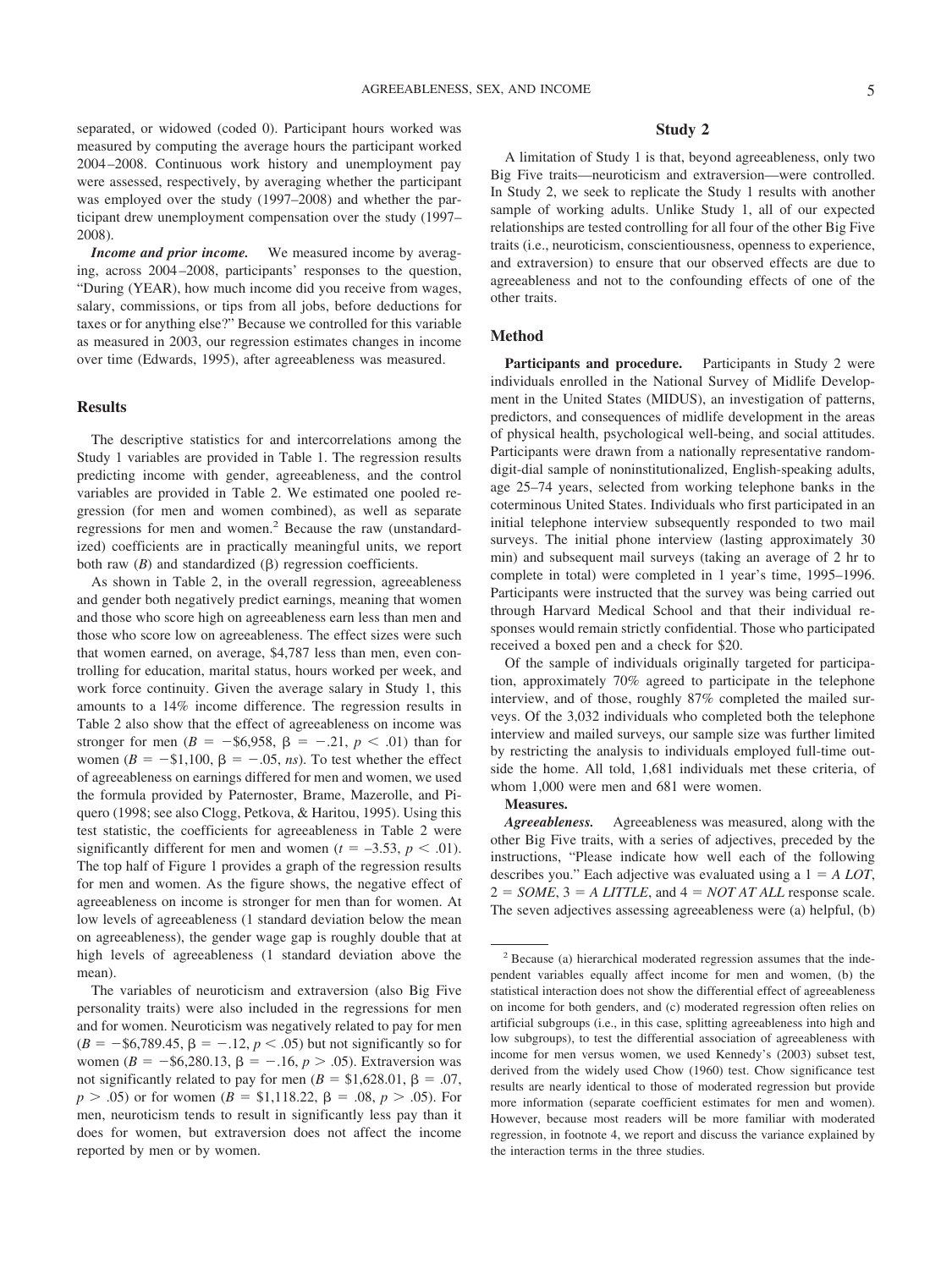separated, or widowed (coded 0). Participant hours worked was measured by computing the average hours the participant worked 2004–2008. Continuous work history and unemployment pay were assessed, respectively, by averaging whether the participant was employed over the study (1997–2008) and whether the participant drew unemployment compensation over the study (1997–2008).

***Income and prior income.*** We measured income by averaging, across 2004–2008, participants' responses to the question, "During (YEAR), how much income did you receive from wages, salary, commissions, or tips from all jobs, before deductions for taxes or for anything else?" Because we controlled for this variable as measured in 2003, our regression estimates changes in income over time (Edwards, 1995), after agreeableness was measured.

### Results

The descriptive statistics for and intercorrelations among the Study 1 variables are provided in Table 1. The regression results predicting income with gender, agreeableness, and the control variables are provided in Table 2. We estimated one pooled regression (for men and women combined), as well as separate regressions for men and women.[2] Because the raw (unstandardized) coefficients are in practically meaningful units, we report both raw ($B$) and standardized ($\beta$) regression coefficients.

As shown in Table 2, in the overall regression, agreeableness and gender both negatively predict earnings, meaning that women and those who score high on agreeableness earn less than men and those who score low on agreeableness. The effect sizes were such that women earned, on average, \$4,787 less than men, even controlling for education, marital status, hours worked per week, and work force continuity. Given the average salary in Study 1, this amounts to a 14% income difference. The regression results in Table 2 also show that the effect of agreeableness on income was stronger for men ($B = -\$6{,}958$, $\beta = -.21$, $p < .01$) than for women ($B = -\$1{,}100$, $\beta = -.05$, *ns*). To test whether the effect of agreeableness on earnings differed for men and women, we used the formula provided by Paternoster, Brame, Mazerolle, and Piquero (1998; see also Clogg, Petkova, & Haritou, 1995). Using this test statistic, the coefficients for agreeableness in Table 2 were significantly different for men and women ($t = -3.53$, $p < .01$). The top half of Figure 1 provides a graph of the regression results for men and women. As the figure shows, the negative effect of agreeableness on income is stronger for men than for women. At low levels of agreeableness (1 standard deviation below the mean on agreeableness), the gender wage gap is roughly double that at high levels of agreeableness (1 standard deviation above the mean).

The variables of neuroticism and extraversion (also Big Five personality traits) were also included in the regressions for men and for women. Neuroticism was negatively related to pay for men ($B = -\$6{,}789.45$, $\beta = -.12$, $p < .05$) but not significantly so for women ($B = -\$6{,}280.13$, $\beta = -.16$, $p > .05$). Extraversion was not significantly related to pay for men ($B = \$1{,}628.01$, $\beta = .07$, $p > .05$) or for women ($B = \$1{,}118.22$, $\beta = .08$, $p > .05$). For men, neuroticism tends to result in significantly less pay than it does for women, but extraversion does not affect the income reported by men or by women.

## Study 2

A limitation of Study 1 is that, beyond agreeableness, only two Big Five traits—neuroticism and extraversion—were controlled. In Study 2, we seek to replicate the Study 1 results with another sample of working adults. Unlike Study 1, all of our expected relationships are tested controlling for all four of the other Big Five traits (i.e., neuroticism, conscientiousness, openness to experience, and extraversion) to ensure that our observed effects are due to agreeableness and not to the confounding effects of one of the other traits.

### Method

**Participants and procedure.** Participants in Study 2 were individuals enrolled in the National Survey of Midlife Development in the United States (MIDUS), an investigation of patterns, predictors, and consequences of midlife development in the areas of physical health, psychological well-being, and social attitudes. Participants were drawn from a nationally representative random-digit-dial sample of noninstitutionalized, English-speaking adults, age 25–74 years, selected from working telephone banks in the coterminous United States. Individuals who first participated in an initial telephone interview subsequently responded to two mail surveys. The initial phone interview (lasting approximately 30 min) and subsequent mail surveys (taking an average of 2 hr to complete in total) were completed in 1 year's time, 1995–1996. Participants were instructed that the survey was being carried out through Harvard Medical School and that their individual responses would remain strictly confidential. Those who participated received a boxed pen and a check for \$20.

Of the sample of individuals originally targeted for participation, approximately 70% agreed to participate in the telephone interview, and of those, roughly 87% completed the mailed surveys. Of the 3,032 individuals who completed both the telephone interview and mailed surveys, our sample size was further limited by restricting the analysis to individuals employed full-time outside the home. All told, 1,681 individuals met these criteria, of whom 1,000 were men and 681 were women.

**Measures.**

***Agreeableness.*** Agreeableness was measured, along with the other Big Five traits, with a series of adjectives, preceded by the instructions, "Please indicate how well each of the following describes you." Each adjective was evaluated using a 1 = *A LOT*, 2 = *SOME*, 3 = *A LITTLE*, and 4 = *NOT AT ALL* response scale. The seven adjectives assessing agreeableness were (a) helpful, (b)

---

[2] Because (a) hierarchical moderated regression assumes that the independent variables equally affect income for men and women, (b) the statistical interaction does not show the differential effect of agreeableness on income for both genders, and (c) moderated regression often relies on artificial subgroups (i.e., in this case, splitting agreeableness into high and low subgroups), to test the differential association of agreeableness with income for men versus women, we used Kennedy's (2003) subset test, derived from the widely used Chow (1960) test. Chow significance test results are nearly identical to those of moderated regression but provide more information (separate coefficient estimates for men and women). However, because most readers will be more familiar with moderated regression, in footnote 4, we report and discuss the variance explained by the interaction terms in the three studies.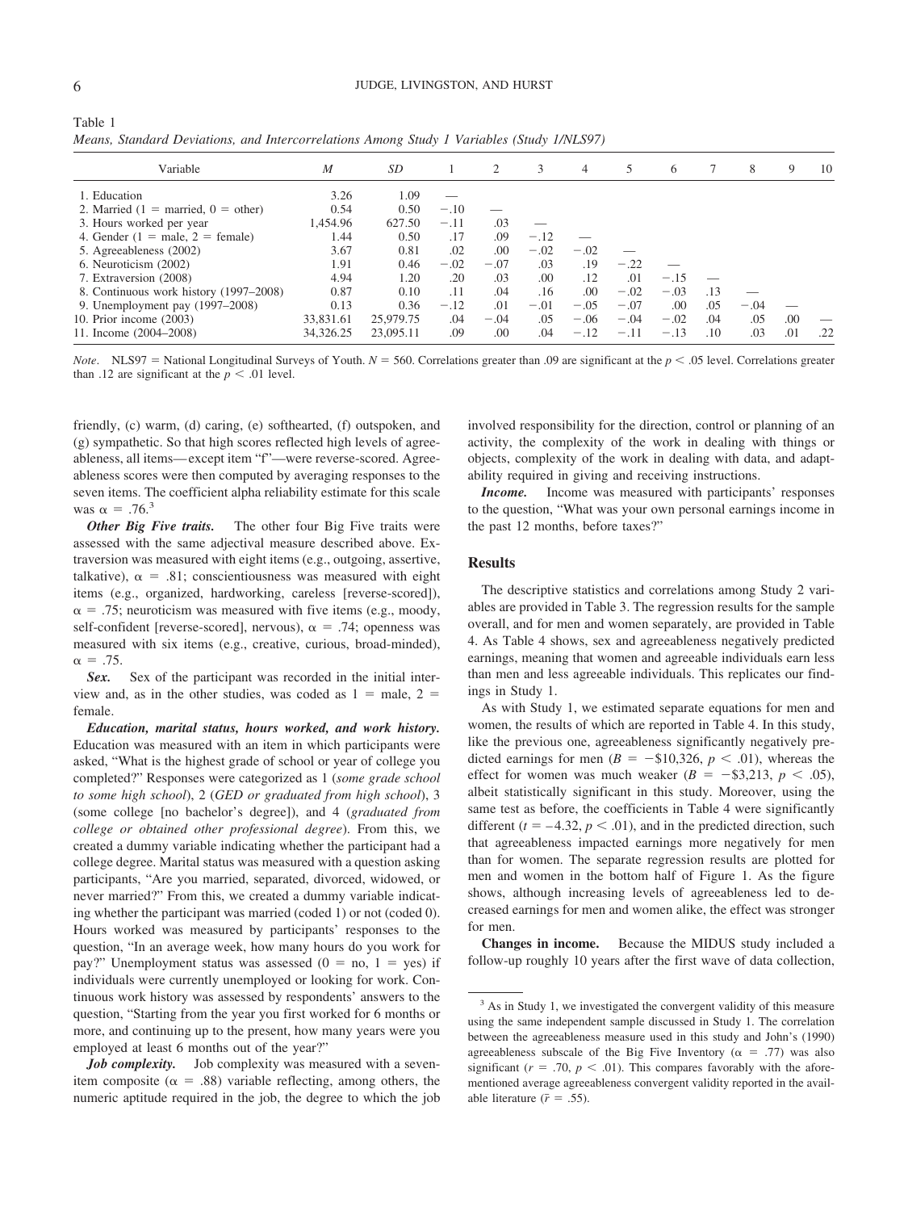Table 1
*Means, Standard Deviations, and Intercorrelations Among Study 1 Variables (Study 1/NLS97)*

| Variable | *M* | *SD* | 1 | 2 | 3 | 4 | 5 | 6 | 7 | 8 | 9 | 10 |
|---|---|---|---|---|---|---|---|---|---|---|---|---|
| 1. Education | 3.26 | 1.09 | — | | | | | | | | | |
| 2. Married (1 = married, 0 = other) | 0.54 | 0.50 | −.10 | — | | | | | | | | |
| 3. Hours worked per year | 1,454.96 | 627.50 | −.11 | .03 | — | | | | | | | |
| 4. Gender (1 = male, 2 = female) | 1.44 | 0.50 | .17 | .09 | −.12 | — | | | | | | |
| 5. Agreeableness (2002) | 3.67 | 0.81 | .02 | .00 | −.02 | −.02 | — | | | | | |
| 6. Neuroticism (2002) | 1.91 | 0.46 | −.02 | −.07 | .03 | .19 | −.22 | — | | | | |
| 7. Extraversion (2008) | 4.94 | 1.20 | .20 | .03 | .00 | .12 | .01 | −.15 | — | | | |
| 8. Continuous work history (1997–2008) | 0.87 | 0.10 | .11 | .04 | .16 | .00 | −.02 | −.03 | .13 | — | | |
| 9. Unemployment pay (1997–2008) | 0.13 | 0.36 | −.12 | .01 | −.01 | −.05 | −.07 | .00 | .05 | −.04 | — | |
| 10. Prior income (2003) | 33,831.61 | 25,979.75 | .04 | −.04 | .05 | −.06 | −.04 | −.02 | .04 | .05 | .00 | — |
| 11. Income (2004–2008) | 34,326.25 | 23,095.11 | .09 | .00 | .04 | −.12 | −.11 | −.13 | .10 | .03 | .01 | .22 |

*Note*. NLS97 = National Longitudinal Surveys of Youth. $N = 560$. Correlations greater than .09 are significant at the $p < .05$ level. Correlations greater than .12 are significant at the $p < .01$ level.

friendly, (c) warm, (d) caring, (e) softhearted, (f) outspoken, and (g) sympathetic. So that high scores reflected high levels of agreeableness, all items—except item "f"—were reverse-scored. Agreeableness scores were then computed by averaging responses to the seven items. The coefficient alpha reliability estimate for this scale was $\alpha = .76$.[3]

***Other Big Five traits.*** The other four Big Five traits were assessed with the same adjectival measure described above. Extraversion was measured with eight items (e.g., outgoing, assertive, talkative), $\alpha = .81$; conscientiousness was measured with eight items (e.g., organized, hardworking, careless [reverse-scored]), $\alpha = .75$; neuroticism was measured with five items (e.g., moody, self-confident [reverse-scored], nervous), $\alpha = .74$; openness was measured with six items (e.g., creative, curious, broad-minded), $\alpha = .75$.

***Sex.*** Sex of the participant was recorded in the initial interview and, as in the other studies, was coded as 1 = male, 2 = female.

***Education, marital status, hours worked, and work history.*** Education was measured with an item in which participants were asked, "What is the highest grade of school or year of college you completed?" Responses were categorized as 1 (*some grade school to some high school*), 2 (*GED or graduated from high school*), 3 (some college [no bachelor's degree]), and 4 (*graduated from college or obtained other professional degree*). From this, we created a dummy variable indicating whether the participant had a college degree. Marital status was measured with a question asking participants, "Are you married, separated, divorced, widowed, or never married?" From this, we created a dummy variable indicating whether the participant was married (coded 1) or not (coded 0). Hours worked was measured by participants' responses to the question, "In an average week, how many hours do you work for pay?" Unemployment status was assessed (0 = no, 1 = yes) if individuals were currently unemployed or looking for work. Continuous work history was assessed by respondents' answers to the question, "Starting from the year you first worked for 6 months or more, and continuing up to the present, how many years were you employed at least 6 months out of the year?"

***Job complexity.*** Job complexity was measured with a seven-item composite ($\alpha = .88$) variable reflecting, among others, the numeric aptitude required in the job, the degree to which the job involved responsibility for the direction, control or planning of an activity, the complexity of the work in dealing with things or objects, complexity of the work in dealing with data, and adaptability required in giving and receiving instructions.

***Income.*** Income was measured with participants' responses to the question, "What was your own personal earnings income in the past 12 months, before taxes?"

## Results

The descriptive statistics and correlations among Study 2 variables are provided in Table 3. The regression results for the sample overall, and for men and women separately, are provided in Table 4. As Table 4 shows, sex and agreeableness negatively predicted earnings, meaning that women and agreeable individuals earn less than men and less agreeable individuals. This replicates our findings in Study 1.

As with Study 1, we estimated separate equations for men and women, the results of which are reported in Table 4. In this study, like the previous one, agreeableness significantly negatively predicted earnings for men ($B = -\$10,326$, $p < .01$), whereas the effect for women was much weaker ($B = -\$3,213$, $p < .05$), albeit statistically significant in this study. Moreover, using the same test as before, the coefficients in Table 4 were significantly different ($t = -4.32$, $p < .01$), and in the predicted direction, such that agreeableness impacted earnings more negatively for men than for women. The separate regression results are plotted for men and women in the bottom half of Figure 1. As the figure shows, although increasing levels of agreeableness led to decreased earnings for men and women alike, the effect was stronger for men.

**Changes in income.** Because the MIDUS study included a follow-up roughly 10 years after the first wave of data collection,

[3] As in Study 1, we investigated the convergent validity of this measure using the same independent sample discussed in Study 1. The correlation between the agreeableness measure used in this study and John's (1990) agreeableness subscale of the Big Five Inventory ($\alpha = .77$) was also significant ($r = .70$, $p < .01$). This compares favorably with the aforementioned average agreeableness convergent validity reported in the available literature ($\bar{r} = .55$).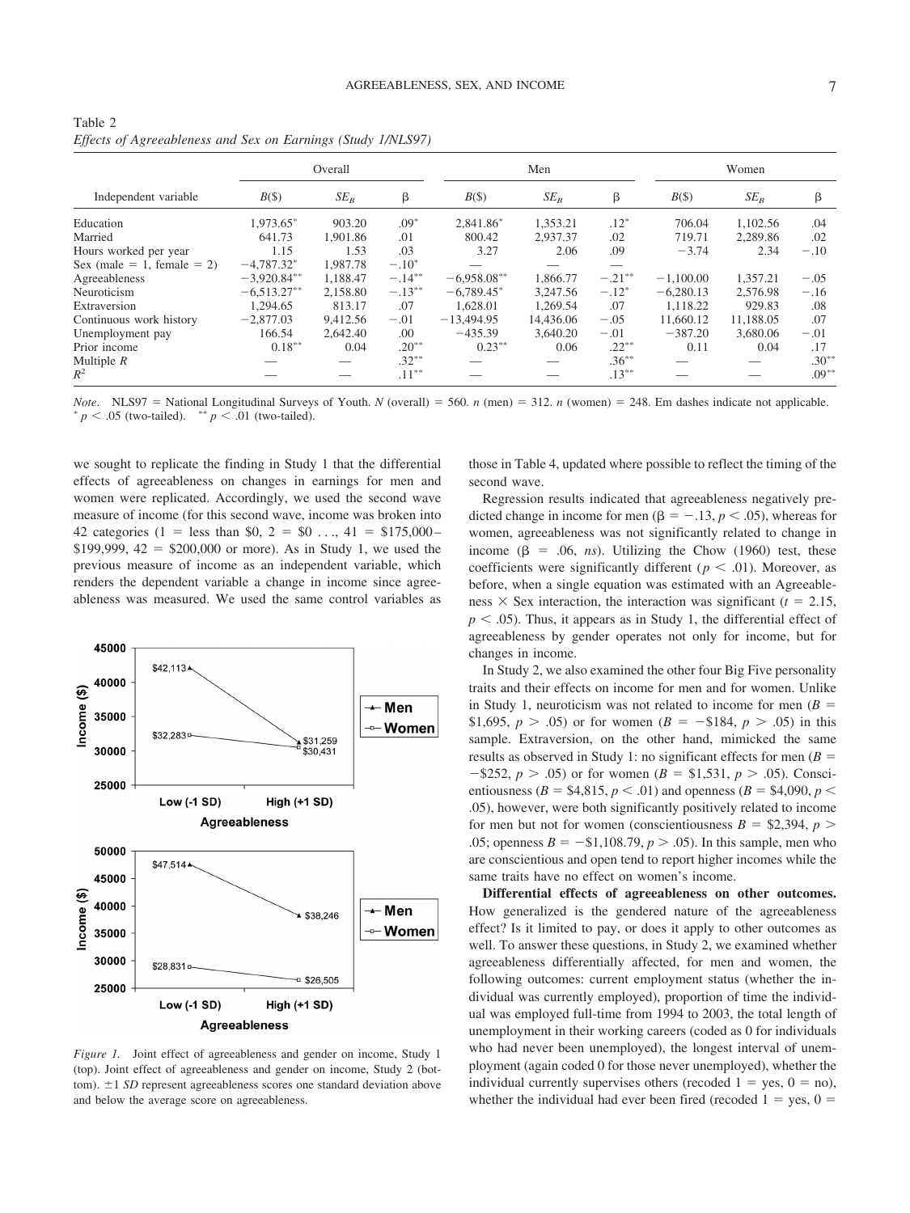Table 2
*Effects of Agreeableness and Sex on Earnings (Study 1/NLS97)*

| Independent variable | Overall | | | Men | | | Women | | |
|---|---|---|---|---|---|---|---|---|---|
| | $B$($) | $SE_B$ | β | $B$($) | $SE_B$ | β | $B$($) | $SE_B$ | β |
| Education | 1,973.65* | 903.20 | .09* | 2,841.86* | 1,353.21 | .12* | 706.04 | 1,102.56 | .04 |
| Married | 641.73 | 1,901.86 | .01 | 800.42 | 2,937.37 | .02 | 719.71 | 2,289.86 | .02 |
| Hours worked per year | 1.15 | 1.53 | .03 | 3.27 | 2.06 | .09 | −3.74 | 2.34 | −.10 |
| Sex (male = 1, female = 2) | −4,787.32* | 1,987.78 | −.10* | — | — | — | | | |
| Agreeableness | −3,920.84** | 1,188.47 | −.14** | −6,958.08** | 1,866.77 | −.21** | −1,100.00 | 1,357.21 | −.05 |
| Neuroticism | −6,513.27** | 2,158.80 | −.13** | −6,789.45* | 3,247.56 | −.12* | −6,280.13 | 2,576.98 | −.16 |
| Extraversion | 1,294.65 | 813.17 | .07 | 1,628.01 | 1,269.54 | .07 | 1,118.22 | 929.83 | .08 |
| Continuous work history | −2,877.03 | 9,412.56 | −.01 | −13,494.95 | 14,436.06 | −.05 | 11,660.12 | 11,188.05 | .07 |
| Unemployment pay | 166.54 | 2,642.40 | .00 | −435.39 | 3,640.20 | −.01 | −387.20 | 3,680.06 | −.01 |
| Prior income | 0.18** | 0.04 | .20** | 0.23** | 0.06 | .22** | 0.11 | 0.04 | .17 |
| Multiple $R$ | — | — | .32** | — | — | .36** | — | — | .30** |
| $R^2$ | — | — | .11** | — | — | .13** | — | — | .09** |

*Note*. NLS97 = National Longitudinal Surveys of Youth. $N$ (overall) = 560. $n$ (men) = 312. $n$ (women) = 248. Em dashes indicate not applicable.
* $p < .05$ (two-tailed). ** $p < .01$ (two-tailed).

we sought to replicate the finding in Study 1 that the differential effects of agreeableness on changes in earnings for men and women were replicated. Accordingly, we used the second wave measure of income (for this second wave, income was broken into 42 categories (1 = less than $0, 2 = $0 . . ., 41 = $175,000–$199,999, 42 = $200,000 or more). As in Study 1, we used the previous measure of income as an independent variable, which renders the dependent variable a change in income since agreeableness was measured. We used the same control variables as those in Table 4, updated where possible to reflect the timing of the second wave.

*Figure 1.* Joint effect of agreeableness and gender on income, Study 1 (top). Joint effect of agreeableness and gender on income, Study 2 (bottom). ±1 *SD* represent agreeableness scores one standard deviation above and below the average score on agreeableness.

Regression results indicated that agreeableness negatively predicted change in income for men (β = −.13, $p < .05$), whereas for women, agreeableness was not significantly related to change in income (β = .06, *ns*). Utilizing the Chow (1960) test, these coefficients were significantly different ($p < .01$). Moreover, as before, when a single equation was estimated with an Agreeableness × Sex interaction, the interaction was significant ($t = 2.15$, $p < .05$). Thus, it appears as in Study 1, the differential effect of agreeableness by gender operates not only for income, but for changes in income.

In Study 2, we also examined the other four Big Five personality traits and their effects on income for men and for women. Unlike in Study 1, neuroticism was not related to income for men ($B$ = $1,695, $p > .05$) or for women ($B$ = −$184, $p > .05$) in this sample. Extraversion, on the other hand, mimicked the same results as observed in Study 1: no significant effects for men ($B$ = −$252, $p > .05$) or for women ($B$ = $1,531, $p > .05$). Conscientiousness ($B$ = $4,815, $p < .01$) and openness ($B$ = $4,090, $p < .05$), however, were both significantly positively related to income for men but not for women (conscientiousness $B$ = $2,394, $p > .05$; openness $B$ = −$1,108.79, $p > .05$). In this sample, men who are conscientious and open tend to report higher incomes while the same traits have no effect on women's income.

**Differential effects of agreeableness on other outcomes.** How generalized is the gendered nature of the agreeableness effect? Is it limited to pay, or does it apply to other outcomes as well. To answer these questions, in Study 2, we examined whether agreeableness differentially affected, for men and women, the following outcomes: current employment status (whether the individual was currently employed), proportion of time the individual was employed full-time from 1994 to 2003, the total length of unemployment in their working careers (coded as 0 for individuals who had never been unemployed), the longest interval of unemployment (again coded 0 for those never unemployed), whether the individual currently supervises others (recoded 1 = yes, 0 = no), whether the individual had ever been fired (recoded 1 = yes, 0 =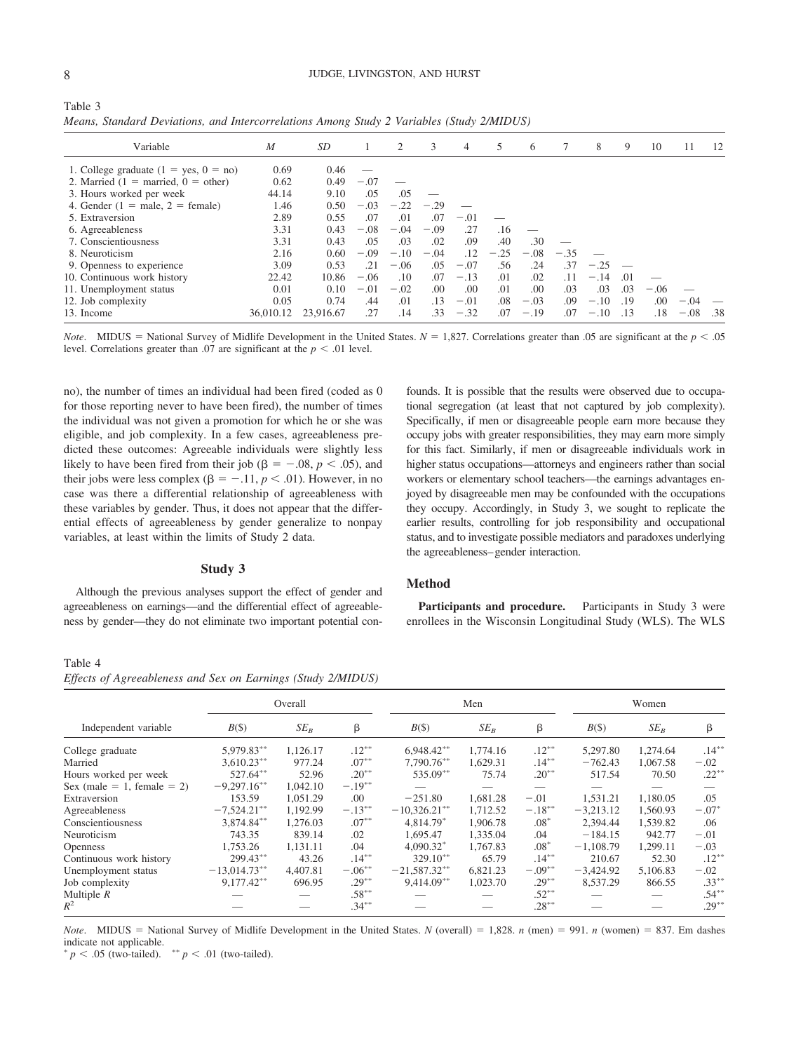Table 3
*Means, Standard Deviations, and Intercorrelations Among Study 2 Variables (Study 2/MIDUS)*

| Variable | *M* | *SD* | 1 | 2 | 3 | 4 | 5 | 6 | 7 | 8 | 9 | 10 | 11 | 12 |
|---|---|---|---|---|---|---|---|---|---|---|---|---|---|---|
| 1. College graduate (1 = yes, 0 = no) | 0.69 | 0.46 | — | | | | | | | | | | | |
| 2. Married (1 = married, 0 = other) | 0.62 | 0.49 | −.07 | — | | | | | | | | | | |
| 3. Hours worked per week | 44.14 | 9.10 | .05 | .05 | — | | | | | | | | | |
| 4. Gender (1 = male, 2 = female) | 1.46 | 0.50 | −.03 | −.22 | −.29 | — | | | | | | | | |
| 5. Extraversion | 2.89 | 0.55 | .07 | .01 | .07 | −.01 | — | | | | | | | |
| 6. Agreeableness | 3.31 | 0.43 | −.08 | −.04 | −.09 | .27 | .16 | — | | | | | | |
| 7. Conscientiousness | 3.31 | 0.43 | .05 | .03 | .02 | .09 | .40 | .30 | — | | | | | |
| 8. Neuroticism | 2.16 | 0.60 | −.09 | −.10 | −.04 | .12 | −.25 | −.08 | −.35 | — | | | | |
| 9. Openness to experience | 3.09 | 0.53 | .21 | −.06 | .05 | −.07 | .56 | .24 | .37 | −.25 | — | | | |
| 10. Continuous work history | 22.42 | 10.86 | −.06 | .10 | .07 | −.13 | .01 | .02 | .11 | −.14 | .01 | — | | |
| 11. Unemployment status | 0.01 | 0.10 | −.01 | −.02 | .00 | .00 | .01 | .00 | .03 | .03 | .03 | −.06 | — | |
| 12. Job complexity | 0.05 | 0.74 | .44 | .01 | .13 | −.01 | .08 | −.03 | .09 | −.10 | .19 | .00 | −.04 | — |
| 13. Income | 36,010.12 | 23,916.67 | .27 | .14 | .33 | −.32 | .07 | −.19 | .07 | −.10 | .13 | .18 | −.08 | .38 |

*Note*. MIDUS = National Survey of Midlife Development in the United States. $N = 1{,}827$. Correlations greater than .05 are significant at the $p < .05$ level. Correlations greater than .07 are significant at the $p < .01$ level.

no), the number of times an individual had been fired (coded as 0 for those reporting never to have been fired), the number of times the individual was not given a promotion for which he or she was eligible, and job complexity. In a few cases, agreeableness predicted these outcomes: Agreeable individuals were slightly less likely to have been fired from their job ($\beta = -.08$, $p < .05$), and their jobs were less complex ($\beta = -.11$, $p < .01$). However, in no case was there a differential relationship of agreeableness with these variables by gender. Thus, it does not appear that the differential effects of agreeableness by gender generalize to nonpay variables, at least within the limits of Study 2 data.

## Study 3

Although the previous analyses support the effect of gender and agreeableness on earnings—and the differential effect of agreeableness by gender—they do not eliminate two important potential confounds. It is possible that the results were observed due to occupational segregation (at least that not captured by job complexity). Specifically, if men or disagreeable people earn more because they occupy jobs with greater responsibilities, they may earn more simply for this fact. Similarly, if men or disagreeable individuals work in higher status occupations—attorneys and engineers rather than social workers or elementary school teachers—the earnings advantages enjoyed by disagreeable men may be confounded with the occupations they occupy. Accordingly, in Study 3, we sought to replicate the earlier results, controlling for job responsibility and occupational status, and to investigate possible mediators and paradoxes underlying the agreeableness–gender interaction.

### Method

**Participants and procedure.** Participants in Study 3 were enrollees in the Wisconsin Longitudinal Study (WLS). The WLS

Table 4
*Effects of Agreeableness and Sex on Earnings (Study 2/MIDUS)*

| | Overall | | | Men | | | Women | | |
|---|---|---|---|---|---|---|---|---|---|
| Independent variable | $B$($) | $SE_B$ | β | $B$($) | $SE_B$ | β | $B$($) | $SE_B$ | β |
| College graduate | 5,979.83** | 1,126.17 | .12** | 6,948.42** | 1,774.16 | .12** | 5,297.80 | 1,274.64 | .14** |
| Married | 3,610.23** | 977.24 | .07** | 7,790.76** | 1,629.31 | .14** | −762.43 | 1,067.58 | −.02 |
| Hours worked per week | 527.64** | 52.96 | .20** | 535.09** | 75.74 | .20** | 517.54 | 70.50 | .22** |
| Sex (male = 1, female = 2) | −9,297.16** | 1,042.10 | −.19** | — | — | — | — | — | — |
| Extraversion | 153.59 | 1,051.29 | .00 | −251.80 | 1,681.28 | −.01 | 1,531.21 | 1,180.05 | .05 |
| Agreeableness | −7,524.21** | 1,192.99 | −.13** | −10,326.21** | 1,712.52 | −.18** | −3,213.12 | 1,560.93 | −.07* |
| Conscientiousness | 3,874.84** | 1,276.03 | .07** | 4,814.79* | 1,906.78 | .08* | 2,394.44 | 1,539.82 | .06 |
| Neuroticism | 743.35 | 839.14 | .02 | 1,695.47 | 1,335.04 | .04 | −184.15 | 942.77 | −.01 |
| Openness | 1,753.26 | 1,131.11 | .04 | 4,090.32* | 1,767.83 | .08* | −1,108.79 | 1,299.11 | −.03 |
| Continuous work history | 299.43** | 43.26 | .14** | 329.10** | 65.79 | .14** | 210.67 | 52.30 | .12** |
| Unemployment status | −13,014.73** | 4,407.81 | −.06** | −21,587.32** | 6,821.23 | −.09** | −3,424.92 | 5,106.83 | −.02 |
| Job complexity | 9,177.42** | 696.95 | .29** | 9,414.09** | 1,023.70 | .29** | 8,537.29 | 866.55 | .33** |
| Multiple $R$ | — | — | .58** | — | — | .52** | — | — | .54** |
| $R^2$ | — | — | .34** | — | — | .28** | — | — | .29** |

*Note*. MIDUS = National Survey of Midlife Development in the United States. $N$ (overall) = 1,828. $n$ (men) = 991. $n$ (women) = 837. Em dashes indicate not applicable.
* $p < .05$ (two-tailed). ** $p < .01$ (two-tailed).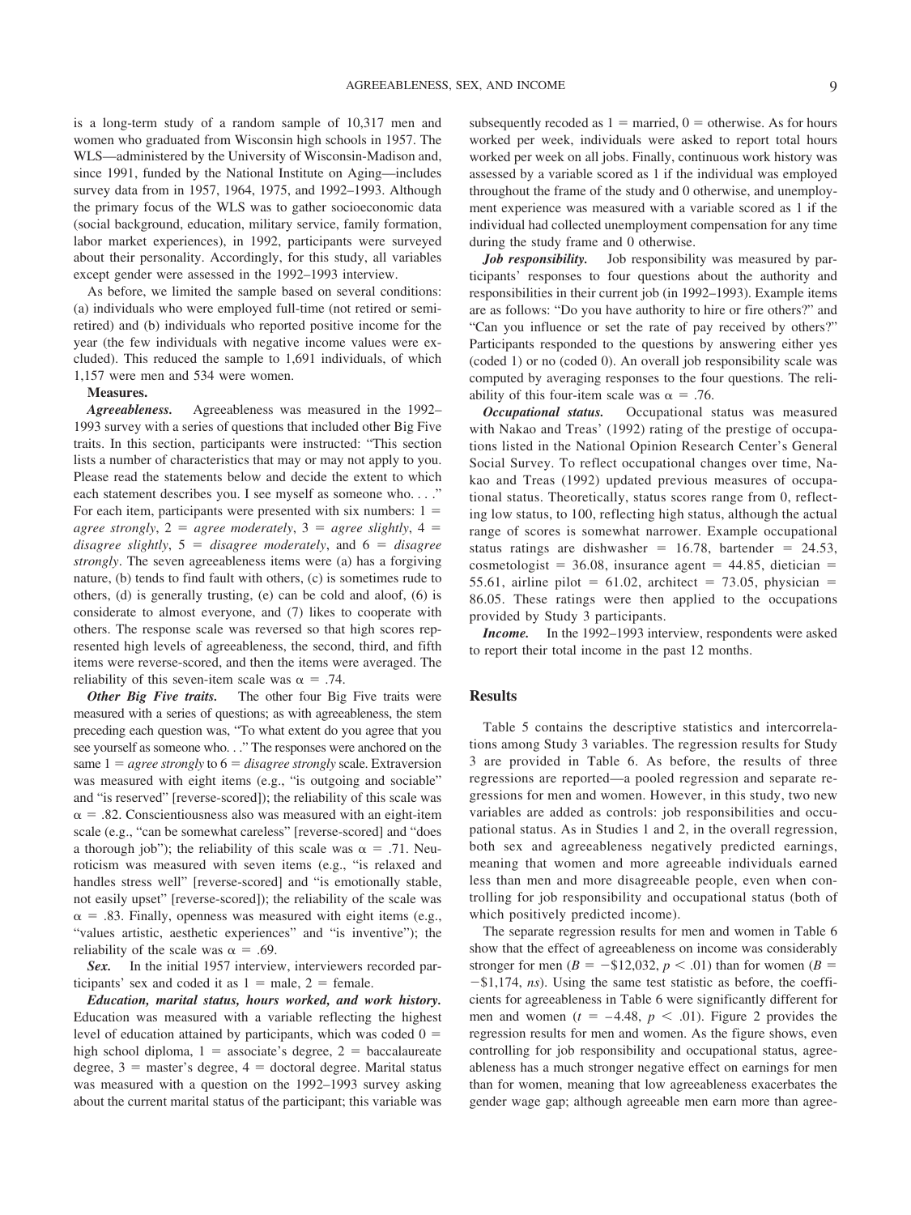is a long-term study of a random sample of 10,317 men and women who graduated from Wisconsin high schools in 1957. The WLS—administered by the University of Wisconsin-Madison and, since 1991, funded by the National Institute on Aging—includes survey data from in 1957, 1964, 1975, and 1992–1993. Although the primary focus of the WLS was to gather socioeconomic data (social background, education, military service, family formation, labor market experiences), in 1992, participants were surveyed about their personality. Accordingly, for this study, all variables except gender were assessed in the 1992–1993 interview.

As before, we limited the sample based on several conditions: (a) individuals who were employed full-time (not retired or semiretired) and (b) individuals who reported positive income for the year (the few individuals with negative income values were excluded). This reduced the sample to 1,691 individuals, of which 1,157 were men and 534 were women.

**Measures.**

***Agreeableness.*** Agreeableness was measured in the 1992–1993 survey with a series of questions that included other Big Five traits. In this section, participants were instructed: "This section lists a number of characteristics that may or may not apply to you. Please read the statements below and decide the extent to which each statement describes you. I see myself as someone who. . . ." For each item, participants were presented with six numbers: 1 = *agree strongly*, 2 = *agree moderately*, 3 = *agree slightly*, 4 = *disagree slightly*, 5 = *disagree moderately*, and 6 = *disagree strongly*. The seven agreeableness items were (a) has a forgiving nature, (b) tends to find fault with others, (c) is sometimes rude to others, (d) is generally trusting, (e) can be cold and aloof, (6) is considerate to almost everyone, and (7) likes to cooperate with others. The response scale was reversed so that high scores represented high levels of agreeableness, the second, third, and fifth items were reverse-scored, and then the items were averaged. The reliability of this seven-item scale was $\alpha = .74$.

***Other Big Five traits.*** The other four Big Five traits were measured with a series of questions; as with agreeableness, the stem preceding each question was, "To what extent do you agree that you see yourself as someone who. . ." The responses were anchored on the same 1 = *agree strongly* to 6 = *disagree strongly* scale. Extraversion was measured with eight items (e.g., "is outgoing and sociable" and "is reserved" [reverse-scored]); the reliability of this scale was $\alpha = .82$. Conscientiousness also was measured with an eight-item scale (e.g., "can be somewhat careless" [reverse-scored] and "does a thorough job"); the reliability of this scale was $\alpha = .71$. Neuroticism was measured with seven items (e.g., "is relaxed and handles stress well" [reverse-scored] and "is emotionally stable, not easily upset" [reverse-scored]); the reliability of the scale was $\alpha = .83$. Finally, openness was measured with eight items (e.g., "values artistic, aesthetic experiences" and "is inventive"); the reliability of the scale was $\alpha = .69$.

***Sex.*** In the initial 1957 interview, interviewers recorded participants' sex and coded it as 1 = male, 2 = female.

***Education, marital status, hours worked, and work history.*** Education was measured with a variable reflecting the highest level of education attained by participants, which was coded 0 = high school diploma, 1 = associate's degree, 2 = baccalaureate degree, 3 = master's degree, 4 = doctoral degree. Marital status was measured with a question on the 1992–1993 survey asking about the current marital status of the participant; this variable was subsequently recoded as 1 = married, 0 = otherwise. As for hours worked per week, individuals were asked to report total hours worked per week on all jobs. Finally, continuous work history was assessed by a variable scored as 1 if the individual was employed throughout the frame of the study and 0 otherwise, and unemployment experience was measured with a variable scored as 1 if the individual had collected unemployment compensation for any time during the study frame and 0 otherwise.

***Job responsibility.*** Job responsibility was measured by participants' responses to four questions about the authority and responsibilities in their current job (in 1992–1993). Example items are as follows: "Do you have authority to hire or fire others?" and "Can you influence or set the rate of pay received by others?" Participants responded to the questions by answering either yes (coded 1) or no (coded 0). An overall job responsibility scale was computed by averaging responses to the four questions. The reliability of this four-item scale was $\alpha = .76$.

***Occupational status.*** Occupational status was measured with Nakao and Treas' (1992) rating of the prestige of occupations listed in the National Opinion Research Center's General Social Survey. To reflect occupational changes over time, Nakao and Treas (1992) updated previous measures of occupational status. Theoretically, status scores range from 0, reflecting low status, to 100, reflecting high status, although the actual range of scores is somewhat narrower. Example occupational status ratings are dishwasher = 16.78, bartender = 24.53, cosmetologist = 36.08, insurance agent = 44.85, dietician = 55.61, airline pilot = 61.02, architect = 73.05, physician = 86.05. These ratings were then applied to the occupations provided by Study 3 participants.

***Income.*** In the 1992–1993 interview, respondents were asked to report their total income in the past 12 months.

## Results

Table 5 contains the descriptive statistics and intercorrelations among Study 3 variables. The regression results for Study 3 are provided in Table 6. As before, the results of three regressions are reported—a pooled regression and separate regressions for men and women. However, in this study, two new variables are added as controls: job responsibilities and occupational status. As in Studies 1 and 2, in the overall regression, both sex and agreeableness negatively predicted earnings, meaning that women and more agreeable individuals earned less than men and more disagreeable people, even when controlling for job responsibility and occupational status (both of which positively predicted income).

The separate regression results for men and women in Table 6 show that the effect of agreeableness on income was considerably stronger for men ($B = -\$12{,}032$, $p < .01$) than for women ($B = -\$1{,}174$, *ns*). Using the same test statistic as before, the coefficients for agreeableness in Table 6 were significantly different for men and women ($t = -4.48$, $p < .01$). Figure 2 provides the regression results for men and women. As the figure shows, even controlling for job responsibility and occupational status, agreeableness has a much stronger negative effect on earnings for men than for women, meaning that low agreeableness exacerbates the gender wage gap; although agreeable men earn more than agree-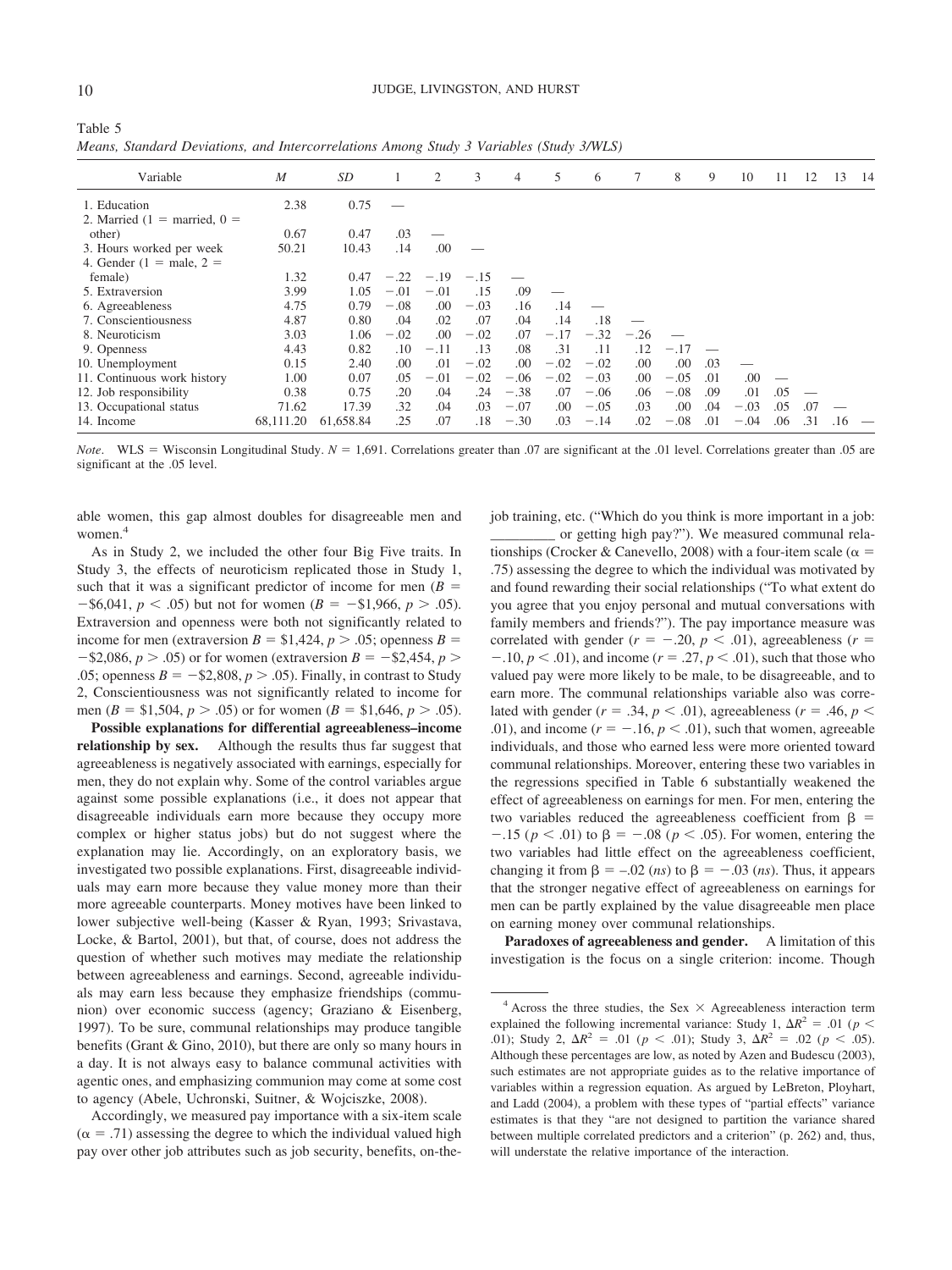Table 5

*Means, Standard Deviations, and Intercorrelations Among Study 3 Variables (Study 3/WLS)*

| Variable | *M* | *SD* | 1 | 2 | 3 | 4 | 5 | 6 | 7 | 8 | 9 | 10 | 11 | 12 | 13 | 14 |
|---|---|---|---|---|---|---|---|---|---|---|---|---|---|---|---|---|
| 1. Education | 2.38 | 0.75 | — | | | | | | | | | | | | | |
| 2. Married (1 = married, 0 = other) | 0.67 | 0.47 | .03 | — | | | | | | | | | | | | |
| 3. Hours worked per week | 50.21 | 10.43 | .14 | .00 | — | | | | | | | | | | | |
| 4. Gender (1 = male, 2 = female) | 1.32 | 0.47 | −.22 | −.19 | −.15 | — | | | | | | | | | | |
| 5. Extraversion | 3.99 | 1.05 | −.01 | −.01 | .15 | .09 | — | | | | | | | | | |
| 6. Agreeableness | 4.75 | 0.79 | −.08 | .00 | −.03 | .16 | .14 | — | | | | | | | | |
| 7. Conscientiousness | 4.87 | 0.80 | .04 | .02 | .07 | .04 | .14 | .18 | — | | | | | | | |
| 8. Neuroticism | 3.03 | 1.06 | −.02 | .00 | −.02 | .07 | −.17 | −.32 | −.26 | — | | | | | | |
| 9. Openness | 4.43 | 0.82 | .10 | −.11 | .13 | .08 | .31 | .11 | .12 | −.17 | — | | | | | |
| 10. Unemployment | 0.15 | 2.40 | .00 | .01 | −.02 | .00 | −.02 | −.02 | .00 | .00 | .03 | — | | | | |
| 11. Continuous work history | 1.00 | 0.07 | .05 | −.01 | −.02 | −.06 | −.02 | −.03 | .00 | −.05 | .01 | .00 | — | | | |
| 12. Job responsibility | 0.38 | 0.75 | .20 | .04 | .24 | −.38 | .07 | −.06 | .06 | −.08 | .09 | .01 | .05 | — | | |
| 13. Occupational status | 71.62 | 17.39 | .32 | .04 | .03 | −.07 | .00 | −.05 | .03 | .00 | .04 | −.03 | .05 | .07 | — | |
| 14. Income | 68,111.20 | 61,658.84 | .25 | .07 | .18 | −.30 | .03 | −.14 | .02 | −.08 | .01 | −.04 | .06 | .31 | .16 | — |

*Note*. WLS = Wisconsin Longitudinal Study. $N = 1{,}691$. Correlations greater than .07 are significant at the .01 level. Correlations greater than .05 are significant at the .05 level.

able women, this gap almost doubles for disagreeable men and women.[4]

As in Study 2, we included the other four Big Five traits. In Study 3, the effects of neuroticism replicated those in Study 1, such that it was a significant predictor of income for men ($B = -\$6{,}041$, $p < .05$) but not for women ($B = -\$1{,}966$, $p > .05$). Extraversion and openness were both not significantly related to income for men (extraversion $B = \$1{,}424$, $p > .05$; openness $B = -\$2{,}086$, $p > .05$) or for women (extraversion $B = -\$2{,}454$, $p > .05$; openness $B = -\$2{,}808$, $p > .05$). Finally, in contrast to Study 2, Conscientiousness was not significantly related to income for men ($B = \$1{,}504$, $p > .05$) or for women ($B = \$1{,}646$, $p > .05$).

**Possible explanations for differential agreeableness–income relationship by sex.** Although the results thus far suggest that agreeableness is negatively associated with earnings, especially for men, they do not explain why. Some of the control variables argue against some possible explanations (i.e., it does not appear that disagreeable individuals earn more because they occupy more complex or higher status jobs) but do not suggest where the explanation may lie. Accordingly, on an exploratory basis, we investigated two possible explanations. First, disagreeable individuals may earn more because they value money more than their more agreeable counterparts. Money motives have been linked to lower subjective well-being (Kasser & Ryan, 1993; Srivastava, Locke, & Bartol, 2001), but that, of course, does not address the question of whether such motives may mediate the relationship between agreeableness and earnings. Second, agreeable individuals may earn less because they emphasize friendships (communion) over economic success (agency; Graziano & Eisenberg, 1997). To be sure, communal relationships may produce tangible benefits (Grant & Gino, 2010), but there are only so many hours in a day. It is not always easy to balance communal activities with agentic ones, and emphasizing communion may come at some cost to agency (Abele, Uchronski, Suitner, & Wojciszke, 2008).

Accordingly, we measured pay importance with a six-item scale ($\alpha = .71$) assessing the degree to which the individual valued high pay over other job attributes such as job security, benefits, on-the-job training, etc. ("Which do you think is more important in a job: _________ or getting high pay?"). We measured communal relationships (Crocker & Canevello, 2008) with a four-item scale ($\alpha = .75$) assessing the degree to which the individual was motivated by and found rewarding their social relationships ("To what extent do you agree that you enjoy personal and mutual conversations with family members and friends?"). The pay importance measure was correlated with gender ($r = -.20$, $p < .01$), agreeableness ($r = -.10$, $p < .01$), and income ($r = .27$, $p < .01$), such that those who valued pay were more likely to be male, to be disagreeable, and to earn more. The communal relationships variable also was correlated with gender ($r = .34$, $p < .01$), agreeableness ($r = .46$, $p < .01$), and income ($r = -.16$, $p < .01$), such that women, agreeable individuals, and those who earned less were more oriented toward communal relationships. Moreover, entering these two variables in the regressions specified in Table 6 substantially weakened the effect of agreeableness on earnings for men. For men, entering the two variables reduced the agreeableness coefficient from $\beta = -.15$ ($p < .01$) to $\beta = -.08$ ($p < .05$). For women, entering the two variables had little effect on the agreeableness coefficient, changing it from $\beta = -.02$ (*ns*) to $\beta = -.03$ (*ns*). Thus, it appears that the stronger negative effect of agreeableness on earnings for men can be partly explained by the value disagreeable men place on earning money over communal relationships.

**Paradoxes of agreeableness and gender.** A limitation of this investigation is the focus on a single criterion: income. Though

[4] Across the three studies, the Sex × Agreeableness interaction term explained the following incremental variance: Study 1, $\Delta R^2 = .01$ ($p < .01$); Study 2, $\Delta R^2 = .01$ ($p < .01$); Study 3, $\Delta R^2 = .02$ ($p < .05$). Although these percentages are low, as noted by Azen and Budescu (2003), such estimates are not appropriate guides as to the relative importance of variables within a regression equation. As argued by LeBreton, Ployhart, and Ladd (2004), a problem with these types of "partial effects" variance estimates is that they "are not designed to partition the variance shared between multiple correlated predictors and a criterion" (p. 262) and, thus, will understate the relative importance of the interaction.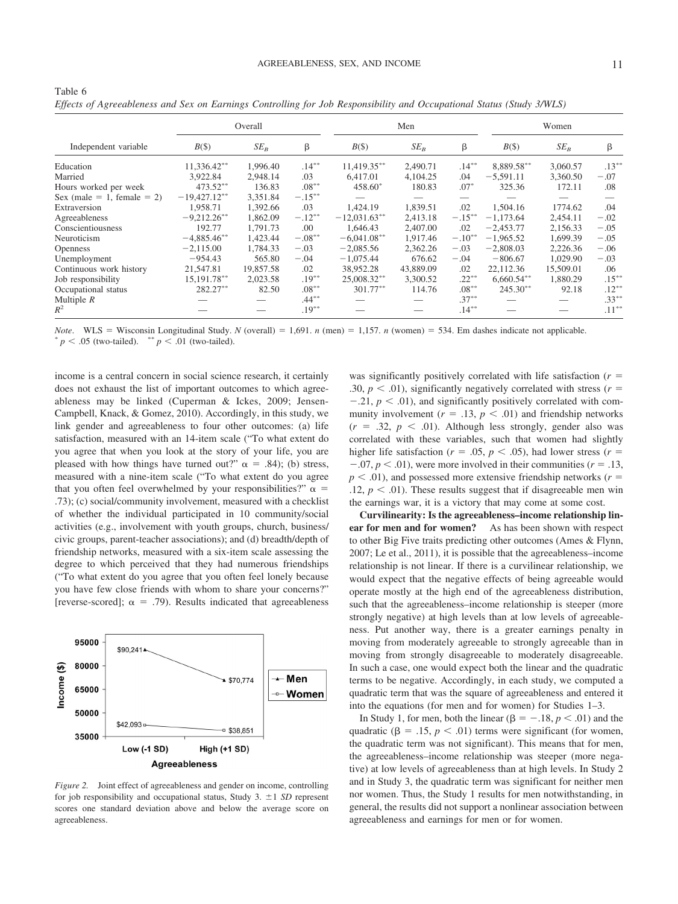Table 6

*Effects of Agreeableness and Sex on Earnings Controlling for Job Responsibility and Occupational Status (Study 3/WLS)*

| Independent variable | Overall | | | Men | | | Women | | |
|---|---|---|---|---|---|---|---|---|---|
| | $B$($) | $SE_B$ | β | $B$($) | $SE_B$ | β | $B$($) | $SE_B$ | β |
| Education | 11,336.42** | 1,996.40 | .14** | 11,419.35** | 2,490.71 | .14** | 8,889.58** | 3,060.57 | .13** |
| Married | 3,922.84 | 2,948.14 | .03 | 6,417.01 | 4,104.25 | .04 | −5,591.11 | 3,360.50 | −.07 |
| Hours worked per week | 473.52** | 136.83 | .08** | 458.60* | 180.83 | .07* | 325.36 | 172.11 | .08 |
| Sex (male = 1, female = 2) | −19,427.12** | 3,351.84 | −.15** | — | — | — | — | — | — |
| Extraversion | 1,958.71 | 1,392.66 | .03 | 1,424.19 | 1,839.51 | .02 | 1,504.16 | 1774.62 | .04 |
| Agreeableness | −9,212.26** | 1,862.09 | −.12** | −12,031.63** | 2,413.18 | −.15** | −1,173.64 | 2,454.11 | −.02 |
| Conscientiousness | 192.77 | 1,791.73 | .00 | 1,646.43 | 2,407.00 | .02 | −2,453.77 | 2,156.33 | −.05 |
| Neuroticism | −4,885.46** | 1,423.44 | −.08** | −6,041.08** | 1,917.46 | −.10** | −1,965.52 | 1,699.39 | −.05 |
| Openness | −2,115.00 | 1,784.33 | −.03 | −2,085.56 | 2,362.26 | −.03 | −2,808.03 | 2,226.36 | −.06 |
| Unemployment | −954.43 | 565.80 | −.04 | −1,075.44 | 676.62 | −.04 | −806.67 | 1,029.90 | −.03 |
| Continuous work history | 21,547.81 | 19,857.58 | .02 | 38,952.28 | 43,889.09 | .02 | 22,112.36 | 15,509.01 | .06 |
| Job responsibility | 15,191.78** | 2,023.58 | .19** | 25,008.32** | 3,300.52 | .22** | 6,660.54** | 1,880.29 | .15** |
| Occupational status | 282.27** | 82.50 | .08** | 301.77** | 114.76 | .08** | 245.30** | 92.18 | .12** |
| Multiple $R$ | — | — | .44** | — | — | .37** | — | — | .33** |
| $R^2$ | — | — | .19** | — | — | .14** | — | — | .11** |

*Note*. WLS = Wisconsin Longitudinal Study. $N$ (overall) = 1,691. $n$ (men) = 1,157. $n$ (women) = 534. Em dashes indicate not applicable.
* $p < .05$ (two-tailed). ** $p < .01$ (two-tailed).

income is a central concern in social science research, it certainly does not exhaust the list of important outcomes to which agreeableness may be linked (Cuperman & Ickes, 2009; Jensen-Campbell, Knack, & Gomez, 2010). Accordingly, in this study, we link gender and agreeableness to four other outcomes: (a) life satisfaction, measured with an 14-item scale ("To what extent do you agree that when you look at the story of your life, you are pleased with how things have turned out?" $\alpha = .84$); (b) stress, measured with a nine-item scale ("To what extent do you agree that you often feel overwhelmed by your responsibilities?" $\alpha = .73$); (c) social/community involvement, measured with a checklist of whether the individual participated in 10 community/social activities (e.g., involvement with youth groups, church, business/civic groups, parent-teacher associations); and (d) breadth/depth of friendship networks, measured with a six-item scale assessing the degree to which perceived that they had numerous friendships ("To what extent do you agree that you often feel lonely because you have few close friends with whom to share your concerns?" [reverse-scored]; $\alpha = .79$). Results indicated that agreeableness was significantly positively correlated with life satisfaction ($r = .30$, $p < .01$), significantly negatively correlated with stress ($r = -.21$, $p < .01$), and significantly positively correlated with community involvement ($r = .13$, $p < .01$) and friendship networks ($r = .32$, $p < .01$). Although less strongly, gender also was correlated with these variables, such that women had slightly higher life satisfaction ($r = .05$, $p < .05$), had lower stress ($r = -.07$, $p < .01$), were more involved in their communities ($r = .13$, $p < .01$), and possessed more extensive friendship networks ($r = .12$, $p < .01$). These results suggest that if disagreeable men win the earnings war, it is a victory that may come at some cost.

*Figure 2.* Joint effect of agreeableness and gender on income, controlling for job responsibility and occupational status, Study 3. ±1 *SD* represent scores one standard deviation above and below the average score on agreeableness.

**Curvilinearity: Is the agreeableness–income relationship linear for men and for women?** As has been shown with respect to other Big Five traits predicting other outcomes (Ames & Flynn, 2007; Le et al., 2011), it is possible that the agreeableness–income relationship is not linear. If there is a curvilinear relationship, we would expect that the negative effects of being agreeable would operate mostly at the high end of the agreeableness distribution, such that the agreeableness–income relationship is steeper (more strongly negative) at high levels than at low levels of agreeableness. Put another way, there is a greater earnings penalty in moving from moderately agreeable to strongly agreeable than in moving from strongly disagreeable to moderately disagreeable. In such a case, one would expect both the linear and the quadratic terms to be negative. Accordingly, in each study, we computed a quadratic term that was the square of agreeableness and entered it into the equations (for men and for women) for Studies 1–3.

In Study 1, for men, both the linear ($\beta = -.18$, $p < .01$) and the quadratic ($\beta = .15$, $p < .01$) terms were significant (for women, the quadratic term was not significant). This means that for men, the agreeableness–income relationship was steeper (more negative) at low levels of agreeableness than at high levels. In Study 2 and in Study 3, the quadratic term was significant for neither men nor women. Thus, the Study 1 results for men notwithstanding, in general, the results did not support a nonlinear association between agreeableness and earnings for men or for women.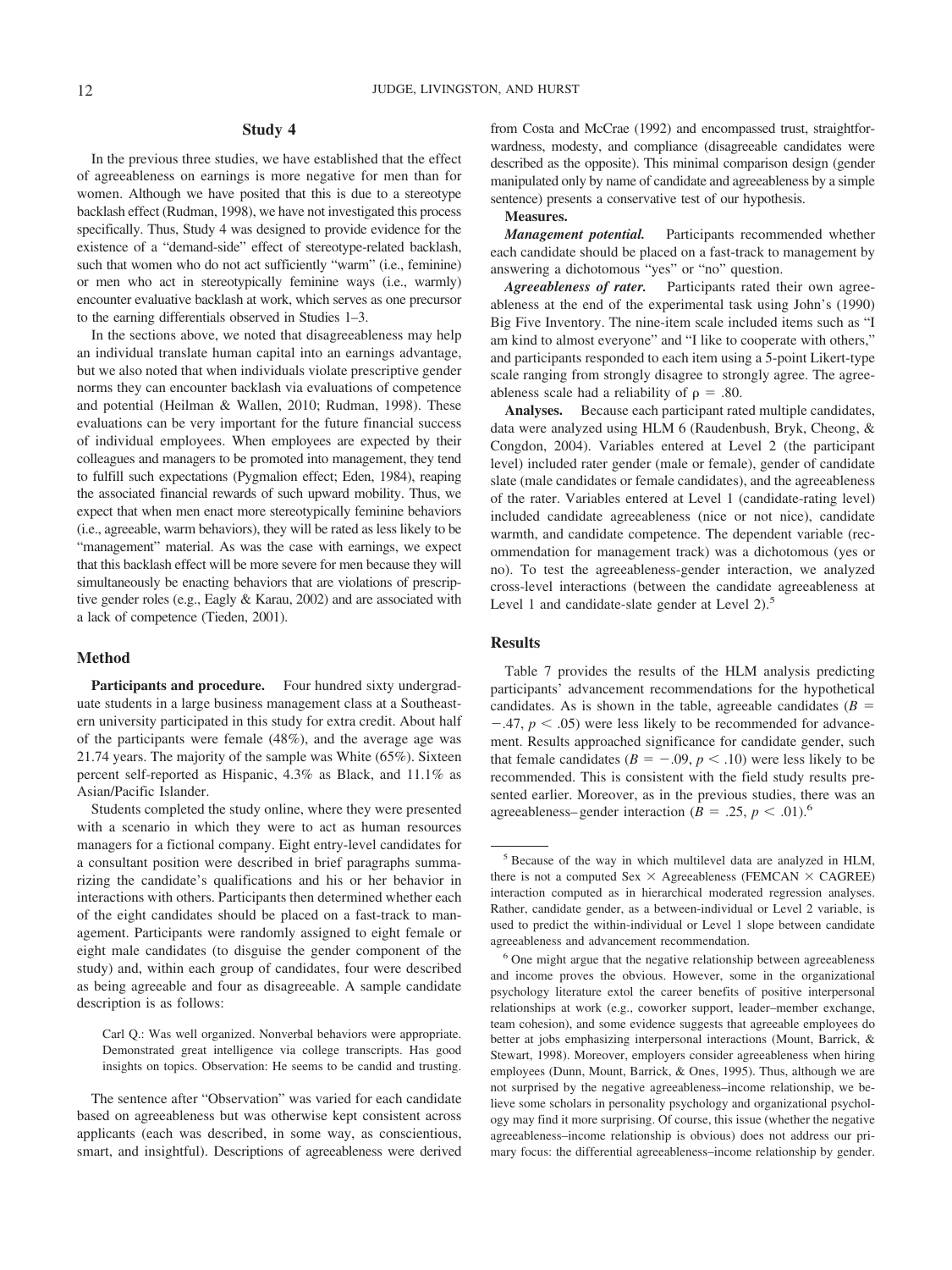## Study 4

In the previous three studies, we have established that the effect of agreeableness on earnings is more negative for men than for women. Although we have posited that this is due to a stereotype backlash effect (Rudman, 1998), we have not investigated this process specifically. Thus, Study 4 was designed to provide evidence for the existence of a "demand-side" effect of stereotype-related backlash, such that women who do not act sufficiently "warm" (i.e., feminine) or men who act in stereotypically feminine ways (i.e., warmly) encounter evaluative backlash at work, which serves as one precursor to the earning differentials observed in Studies 1–3.

In the sections above, we noted that disagreeableness may help an individual translate human capital into an earnings advantage, but we also noted that when individuals violate prescriptive gender norms they can encounter backlash via evaluations of competence and potential (Heilman & Wallen, 2010; Rudman, 1998). These evaluations can be very important for the future financial success of individual employees. When employees are expected by their colleagues and managers to be promoted into management, they tend to fulfill such expectations (Pygmalion effect; Eden, 1984), reaping the associated financial rewards of such upward mobility. Thus, we expect that when men enact more stereotypically feminine behaviors (i.e., agreeable, warm behaviors), they will be rated as less likely to be "management" material. As was the case with earnings, we expect that this backlash effect will be more severe for men because they will simultaneously be enacting behaviors that are violations of prescriptive gender roles (e.g., Eagly & Karau, 2002) and are associated with a lack of competence (Tieden, 2001).

### Method

**Participants and procedure.** Four hundred sixty undergraduate students in a large business management class at a Southeastern university participated in this study for extra credit. About half of the participants were female (48%), and the average age was 21.74 years. The majority of the sample was White (65%). Sixteen percent self-reported as Hispanic, 4.3% as Black, and 11.1% as Asian/Pacific Islander.

Students completed the study online, where they were presented with a scenario in which they were to act as human resources managers for a fictional company. Eight entry-level candidates for a consultant position were described in brief paragraphs summarizing the candidate's qualifications and his or her behavior in interactions with others. Participants then determined whether each of the eight candidates should be placed on a fast-track to management. Participants were randomly assigned to eight female or eight male candidates (to disguise the gender component of the study) and, within each group of candidates, four were described as being agreeable and four as disagreeable. A sample candidate description is as follows:

> Carl Q.: Was well organized. Nonverbal behaviors were appropriate. Demonstrated great intelligence via college transcripts. Has good insights on topics. Observation: He seems to be candid and trusting.

The sentence after "Observation" was varied for each candidate based on agreeableness but was otherwise kept consistent across applicants (each was described, in some way, as conscientious, smart, and insightful). Descriptions of agreeableness were derived from Costa and McCrae (1992) and encompassed trust, straightforwardness, modesty, and compliance (disagreeable candidates were described as the opposite). This minimal comparison design (gender manipulated only by name of candidate and agreeableness by a simple sentence) presents a conservative test of our hypothesis.

**Measures.**

***Management potential.*** Participants recommended whether each candidate should be placed on a fast-track to management by answering a dichotomous "yes" or "no" question.

***Agreeableness of rater.*** Participants rated their own agreeableness at the end of the experimental task using John's (1990) Big Five Inventory. The nine-item scale included items such as "I am kind to almost everyone" and "I like to cooperate with others," and participants responded to each item using a 5-point Likert-type scale ranging from strongly disagree to strongly agree. The agreeableness scale had a reliability of $\rho = .80$.

**Analyses.** Because each participant rated multiple candidates, data were analyzed using HLM 6 (Raudenbush, Bryk, Cheong, & Congdon, 2004). Variables entered at Level 2 (the participant level) included rater gender (male or female), gender of candidate slate (male candidates or female candidates), and the agreeableness of the rater. Variables entered at Level 1 (candidate-rating level) included candidate agreeableness (nice or not nice), candidate warmth, and candidate competence. The dependent variable (recommendation for management track) was a dichotomous (yes or no). To test the agreeableness-gender interaction, we analyzed cross-level interactions (between the candidate agreeableness at Level 1 and candidate-slate gender at Level 2).[5]

### Results

Table 7 provides the results of the HLM analysis predicting participants' advancement recommendations for the hypothetical candidates. As is shown in the table, agreeable candidates ($B = -.47$, $p < .05$) were less likely to be recommended for advancement. Results approached significance for candidate gender, such that female candidates ($B = -.09$, $p < .10$) were less likely to be recommended. This is consistent with the field study results presented earlier. Moreover, as in the previous studies, there was an agreeableness–gender interaction ($B = .25$, $p < .01$).[6]

---

[5] Because of the way in which multilevel data are analyzed in HLM, there is not a computed Sex × Agreeableness (FEMCAN × CAGREE) interaction computed as in hierarchical moderated regression analyses. Rather, candidate gender, as a between-individual or Level 2 variable, is used to predict the within-individual or Level 1 slope between candidate agreeableness and advancement recommendation.

[6] One might argue that the negative relationship between agreeableness and income proves the obvious. However, some in the organizational psychology literature extol the career benefits of positive interpersonal relationships at work (e.g., coworker support, leader–member exchange, team cohesion), and some evidence suggests that agreeable employees do better at jobs emphasizing interpersonal interactions (Mount, Barrick, & Stewart, 1998). Moreover, employers consider agreeableness when hiring employees (Dunn, Mount, Barrick, & Ones, 1995). Thus, although we are not surprised by the negative agreeableness–income relationship, we believe some scholars in personality psychology and organizational psychology may find it more surprising. Of course, this issue (whether the negative agreeableness–income relationship is obvious) does not address our primary focus: the differential agreeableness–income relationship by gender.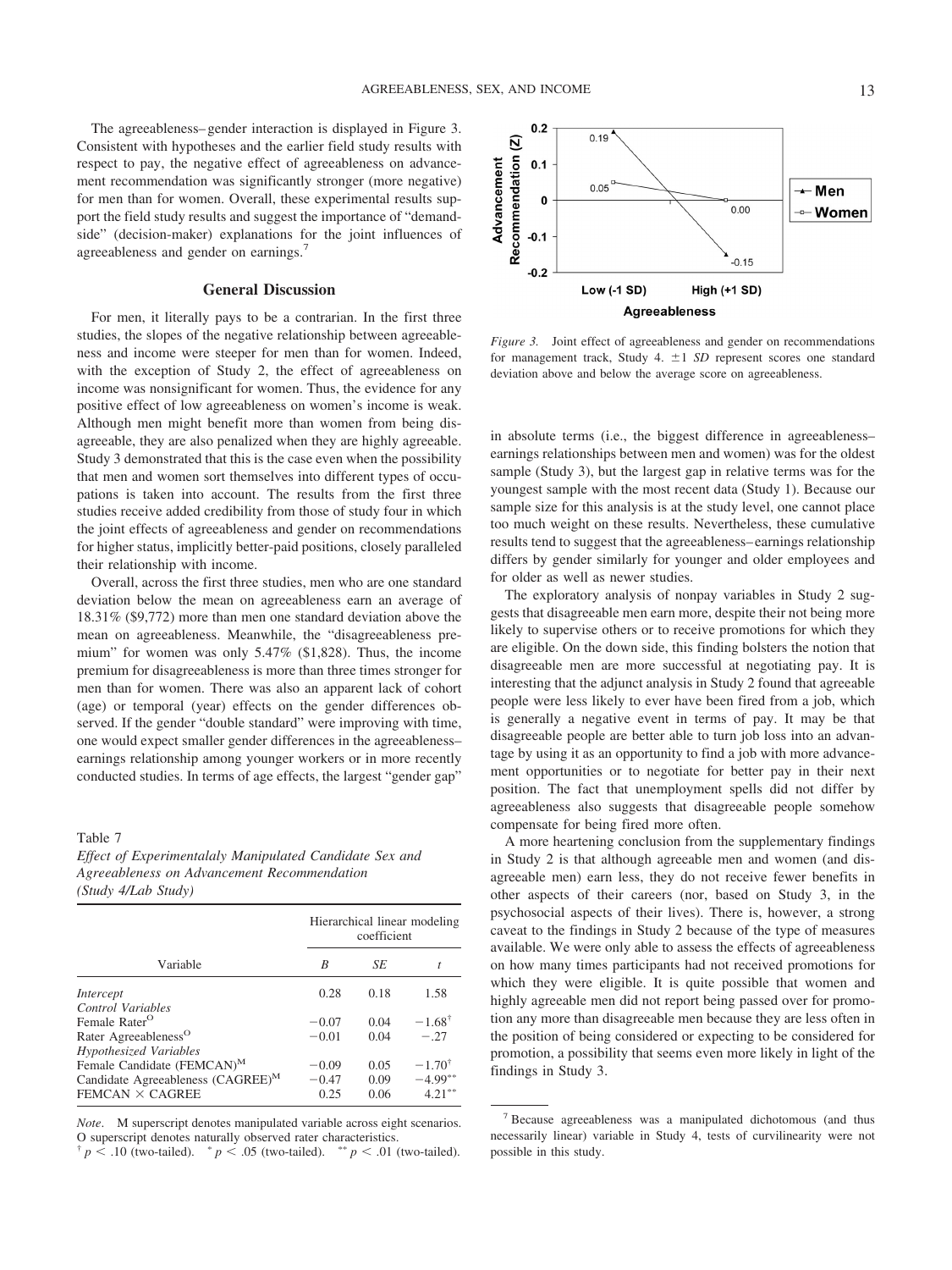The agreeableness–gender interaction is displayed in Figure 3. Consistent with hypotheses and the earlier field study results with respect to pay, the negative effect of agreeableness on advancement recommendation was significantly stronger (more negative) for men than for women. Overall, these experimental results support the field study results and suggest the importance of "demand-side" (decision-maker) explanations for the joint influences of agreeableness and gender on earnings.[7]

## General Discussion

For men, it literally pays to be a contrarian. In the first three studies, the slopes of the negative relationship between agreeableness and income were steeper for men than for women. Indeed, with the exception of Study 2, the effect of agreeableness on income was nonsignificant for women. Thus, the evidence for any positive effect of low agreeableness on women's income is weak. Although men might benefit more than women from being disagreeable, they are also penalized when they are highly agreeable. Study 3 demonstrated that this is the case even when the possibility that men and women sort themselves into different types of occupations is taken into account. The results from the first three studies receive added credibility from those of study four in which the joint effects of agreeableness and gender on recommendations for higher status, implicitly better-paid positions, closely paralleled their relationship with income.

Overall, across the first three studies, men who are one standard deviation below the mean on agreeableness earn an average of 18.31% ($9,772) more than men one standard deviation above the mean on agreeableness. Meanwhile, the "disagreeableness premium" for women was only 5.47% ($1,828). Thus, the income premium for disagreeableness is more than three times stronger for men than for women. There was also an apparent lack of cohort (age) or temporal (year) effects on the gender differences observed. If the gender "double standard" were improving with time, one would expect smaller gender differences in the agreeableness–earnings relationship among younger workers or in more recently conducted studies. In terms of age effects, the largest "gender gap" in absolute terms (i.e., the biggest difference in agreeableness–earnings relationships between men and women) was for the oldest sample (Study 3), but the largest gap in relative terms was for the youngest sample with the most recent data (Study 1). Because our sample size for this analysis is at the study level, one cannot place too much weight on these results. Nevertheless, these cumulative results tend to suggest that the agreeableness–earnings relationship differs by gender similarly for younger and older employees and for older as well as newer studies.

Table 7
*Effect of Experimentalaly Manipulated Candidate Sex and Agreeableness on Advancement Recommendation (Study 4/Lab Study)*

| Variable | Hierarchical linear modeling coefficient | | |
|---|---|---|---|
| | *B* | *SE* | *t* |
| *Intercept* | 0.28 | 0.18 | 1.58 |
| *Control Variables* | | | |
| Female Rater[O] | −0.07 | 0.04 | −1.68[†] |
| Rater Agreeableness[O] | −0.01 | 0.04 | −.27 |
| *Hypothesized Variables* | | | |
| Female Candidate (FEMCAN)[M] | −0.09 | 0.05 | −1.70[†] |
| Candidate Agreeableness (CAGREE)[M] | −0.47 | 0.09 | −4.99[**] |
| FEMCAN × CAGREE | 0.25 | 0.06 | 4.21[**] |

*Note*. M superscript denotes manipulated variable across eight scenarios. O superscript denotes naturally observed rater characteristics.
[†] $p < .10$ (two-tailed). [*] $p < .05$ (two-tailed). [**] $p < .01$ (two-tailed).

*Figure 3.* Joint effect of agreeableness and gender on recommendations for management track, Study 4. ±1 *SD* represent scores one standard deviation above and below the average score on agreeableness.

The exploratory analysis of nonpay variables in Study 2 suggests that disagreeable men earn more, despite their not being more likely to supervise others or to receive promotions for which they are eligible. On the down side, this finding bolsters the notion that disagreeable men are more successful at negotiating pay. It is interesting that the adjunct analysis in Study 2 found that agreeable people were less likely to ever have been fired from a job, which is generally a negative event in terms of pay. It may be that disagreeable people are better able to turn job loss into an advantage by using it as an opportunity to find a job with more advancement opportunities or to negotiate for better pay in their next position. The fact that unemployment spells did not differ by agreeableness also suggests that disagreeable people somehow compensate for being fired more often.

A more heartening conclusion from the supplementary findings in Study 2 is that although agreeable men and women (and disagreeable men) earn less, they do not receive fewer benefits in other aspects of their careers (nor, based on Study 3, in the psychosocial aspects of their lives). There is, however, a strong caveat to the findings in Study 2 because of the type of measures available. We were only able to assess the effects of agreeableness on how many times participants had not received promotions for which they were eligible. It is quite possible that women and highly agreeable men did not report being passed over for promotion any more than disagreeable men because they are less often in the position of being considered or expecting to be considered for promotion, a possibility that seems even more likely in light of the findings in Study 3.

[7] Because agreeableness was a manipulated dichotomous (and thus necessarily linear) variable in Study 4, tests of curvilinearity were not possible in this study.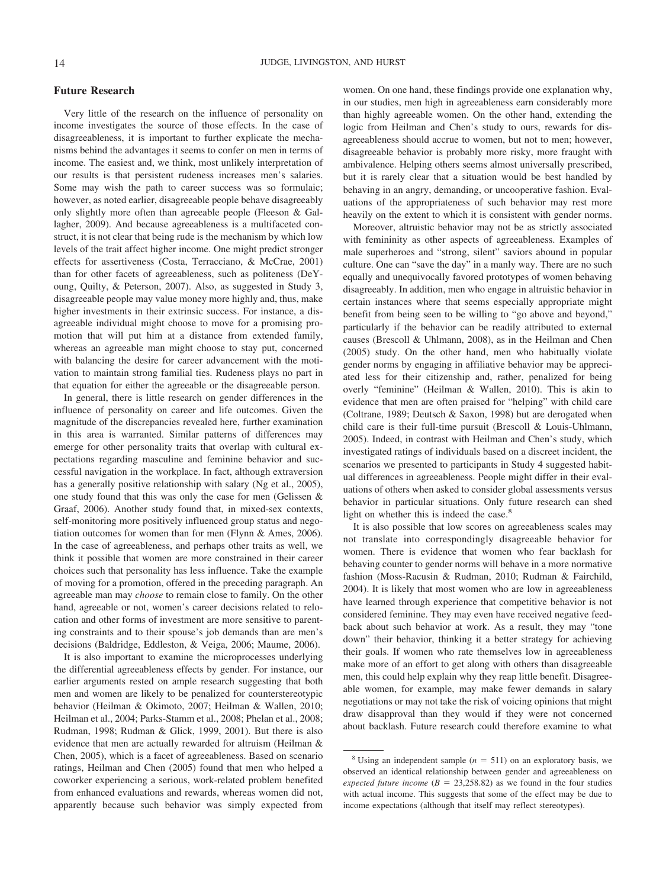## Future Research

Very little of the research on the influence of personality on income investigates the source of those effects. In the case of disagreeableness, it is important to further explicate the mechanisms behind the advantages it seems to confer on men in terms of income. The easiest and, we think, most unlikely interpretation of our results is that persistent rudeness increases men's salaries. Some may wish the path to career success was so formulaic; however, as noted earlier, disagreeable people behave disagreeably only slightly more often than agreeable people (Fleeson & Gallagher, 2009). And because agreeableness is a multifaceted construct, it is not clear that being rude is the mechanism by which low levels of the trait affect higher income. One might predict stronger effects for assertiveness (Costa, Terracciano, & McCrae, 2001) than for other facets of agreeableness, such as politeness (DeYoung, Quilty, & Peterson, 2007). Also, as suggested in Study 3, disagreeable people may value money more highly and, thus, make higher investments in their extrinsic success. For instance, a disagreeable individual might choose to move for a promising promotion that will put him at a distance from extended family, whereas an agreeable man might choose to stay put, concerned with balancing the desire for career advancement with the motivation to maintain strong familial ties. Rudeness plays no part in that equation for either the agreeable or the disagreeable person.

In general, there is little research on gender differences in the influence of personality on career and life outcomes. Given the magnitude of the discrepancies revealed here, further examination in this area is warranted. Similar patterns of differences may emerge for other personality traits that overlap with cultural expectations regarding masculine and feminine behavior and successful navigation in the workplace. In fact, although extraversion has a generally positive relationship with salary (Ng et al., 2005), one study found that this was only the case for men (Gelissen & Graaf, 2006). Another study found that, in mixed-sex contexts, self-monitoring more positively influenced group status and negotiation outcomes for women than for men (Flynn & Ames, 2006). In the case of agreeableness, and perhaps other traits as well, we think it possible that women are more constrained in their career choices such that personality has less influence. Take the example of moving for a promotion, offered in the preceding paragraph. An agreeable man may *choose* to remain close to family. On the other hand, agreeable or not, women's career decisions related to relocation and other forms of investment are more sensitive to parenting constraints and to their spouse's job demands than are men's decisions (Baldridge, Eddleston, & Veiga, 2006; Maume, 2006).

It is also important to examine the microprocesses underlying the differential agreeableness effects by gender. For instance, our earlier arguments rested on ample research suggesting that both men and women are likely to be penalized for counterstereotypic behavior (Heilman & Okimoto, 2007; Heilman & Wallen, 2010; Heilman et al., 2004; Parks-Stamm et al., 2008; Phelan et al., 2008; Rudman, 1998; Rudman & Glick, 1999, 2001). But there is also evidence that men are actually rewarded for altruism (Heilman & Chen, 2005), which is a facet of agreeableness. Based on scenario ratings, Heilman and Chen (2005) found that men who helped a coworker experiencing a serious, work-related problem benefited from enhanced evaluations and rewards, whereas women did not, apparently because such behavior was simply expected from women. On one hand, these findings provide one explanation why, in our studies, men high in agreeableness earn considerably more than highly agreeable women. On the other hand, extending the logic from Heilman and Chen's study to ours, rewards for disagreeableness should accrue to women, but not to men; however, disagreeable behavior is probably more risky, more fraught with ambivalence. Helping others seems almost universally prescribed, but it is rarely clear that a situation would be best handled by behaving in an angry, demanding, or uncooperative fashion. Evaluations of the appropriateness of such behavior may rest more heavily on the extent to which it is consistent with gender norms.

Moreover, altruistic behavior may not be as strictly associated with femininity as other aspects of agreeableness. Examples of male superheroes and "strong, silent" saviors abound in popular culture. One can "save the day" in a manly way. There are no such equally and unequivocally favored prototypes of women behaving disagreeably. In addition, men who engage in altruistic behavior in certain instances where that seems especially appropriate might benefit from being seen to be willing to "go above and beyond," particularly if the behavior can be readily attributed to external causes (Brescoll & Uhlmann, 2008), as in the Heilman and Chen (2005) study. On the other hand, men who habitually violate gender norms by engaging in affiliative behavior may be appreciated less for their citizenship and, rather, penalized for being overly "feminine" (Heilman & Wallen, 2010). This is akin to evidence that men are often praised for "helping" with child care (Coltrane, 1989; Deutsch & Saxon, 1998) but are derogated when child care is their full-time pursuit (Brescoll & Louis-Uhlmann, 2005). Indeed, in contrast with Heilman and Chen's study, which investigated ratings of individuals based on a discreet incident, the scenarios we presented to participants in Study 4 suggested habitual differences in agreeableness. People might differ in their evaluations of others when asked to consider global assessments versus behavior in particular situations. Only future research can shed light on whether this is indeed the case.[8]

It is also possible that low scores on agreeableness scales may not translate into correspondingly disagreeable behavior for women. There is evidence that women who fear backlash for behaving counter to gender norms will behave in a more normative fashion (Moss-Racusin & Rudman, 2010; Rudman & Fairchild, 2004). It is likely that most women who are low in agreeableness have learned through experience that competitive behavior is not considered feminine. They may even have received negative feedback about such behavior at work. As a result, they may "tone down" their behavior, thinking it a better strategy for achieving their goals. If women who rate themselves low in agreeableness make more of an effort to get along with others than disagreeable men, this could help explain why they reap little benefit. Disagreeable women, for example, may make fewer demands in salary negotiations or may not take the risk of voicing opinions that might draw disapproval than they would if they were not concerned about backlash. Future research could therefore examine to what

[8] Using an independent sample ($n = 511$) on an exploratory basis, we observed an identical relationship between gender and agreeableness on *expected future income* ($B = 23{,}258.82$) as we found in the four studies with actual income. This suggests that some of the effect may be due to income expectations (although that itself may reflect stereotypes).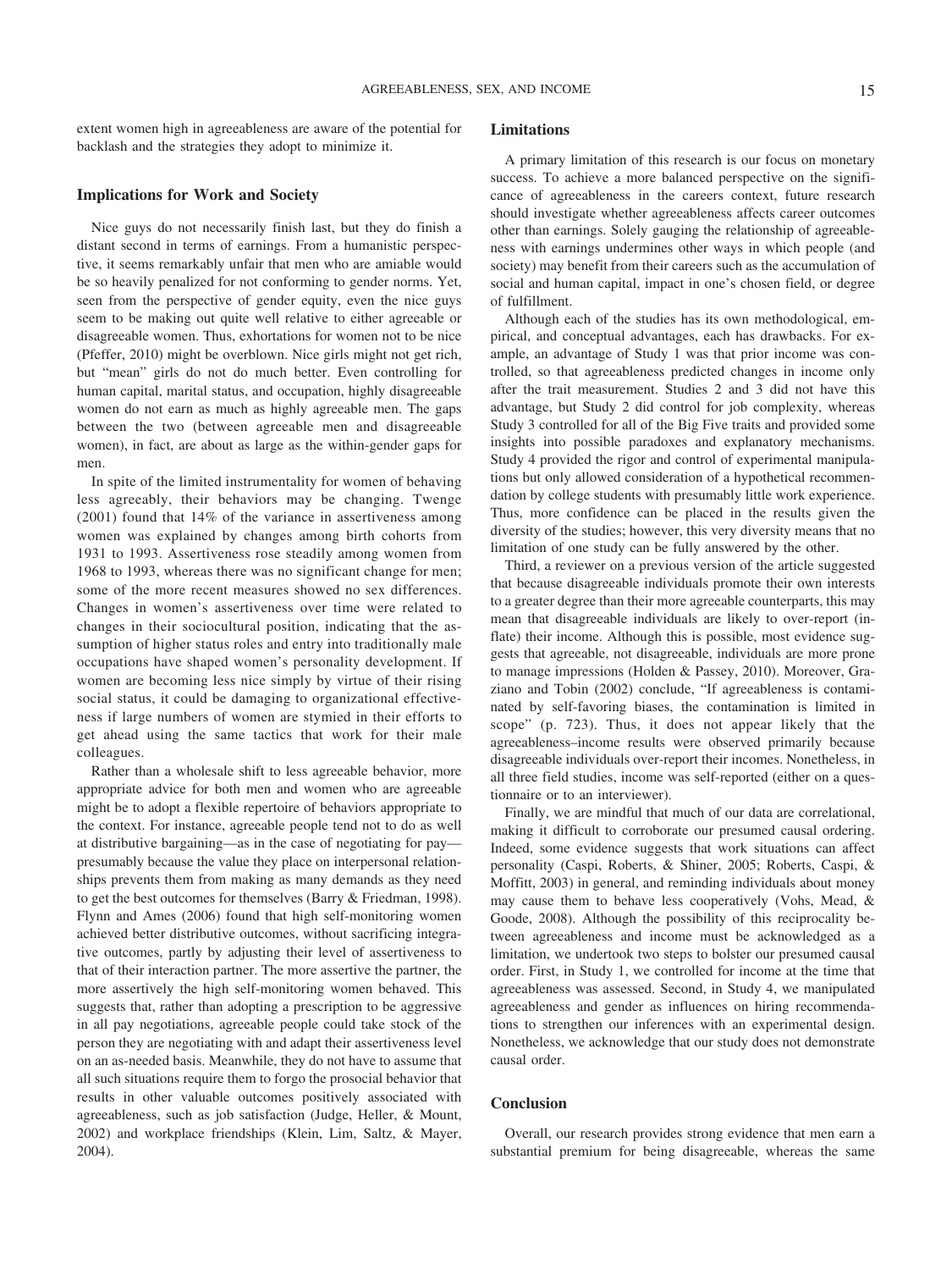extent women high in agreeableness are aware of the potential for backlash and the strategies they adopt to minimize it.

### Implications for Work and Society

Nice guys do not necessarily finish last, but they do finish a distant second in terms of earnings. From a humanistic perspective, it seems remarkably unfair that men who are amiable would be so heavily penalized for not conforming to gender norms. Yet, seen from the perspective of gender equity, even the nice guys seem to be making out quite well relative to either agreeable or disagreeable women. Thus, exhortations for women not to be nice (Pfeffer, 2010) might be overblown. Nice girls might not get rich, but "mean" girls do not do much better. Even controlling for human capital, marital status, and occupation, highly disagreeable women do not earn as much as highly agreeable men. The gaps between the two (between agreeable men and disagreeable women), in fact, are about as large as the within-gender gaps for men.

In spite of the limited instrumentality for women of behaving less agreeably, their behaviors may be changing. Twenge (2001) found that 14% of the variance in assertiveness among women was explained by changes among birth cohorts from 1931 to 1993. Assertiveness rose steadily among women from 1968 to 1993, whereas there was no significant change for men; some of the more recent measures showed no sex differences. Changes in women's assertiveness over time were related to changes in their sociocultural position, indicating that the assumption of higher status roles and entry into traditionally male occupations have shaped women's personality development. If women are becoming less nice simply by virtue of their rising social status, it could be damaging to organizational effectiveness if large numbers of women are stymied in their efforts to get ahead using the same tactics that work for their male colleagues.

Rather than a wholesale shift to less agreeable behavior, more appropriate advice for both men and women who are agreeable might be to adopt a flexible repertoire of behaviors appropriate to the context. For instance, agreeable people tend not to do as well at distributive bargaining—as in the case of negotiating for pay—presumably because the value they place on interpersonal relationships prevents them from making as many demands as they need to get the best outcomes for themselves (Barry & Friedman, 1998). Flynn and Ames (2006) found that high self-monitoring women achieved better distributive outcomes, without sacrificing integrative outcomes, partly by adjusting their level of assertiveness to that of their interaction partner. The more assertive the partner, the more assertively the high self-monitoring women behaved. This suggests that, rather than adopting a prescription to be aggressive in all pay negotiations, agreeable people could take stock of the person they are negotiating with and adapt their assertiveness level on an as-needed basis. Meanwhile, they do not have to assume that all such situations require them to forgo the prosocial behavior that results in other valuable outcomes positively associated with agreeableness, such as job satisfaction (Judge, Heller, & Mount, 2002) and workplace friendships (Klein, Lim, Saltz, & Mayer, 2004).

### Limitations

A primary limitation of this research is our focus on monetary success. To achieve a more balanced perspective on the significance of agreeableness in the careers context, future research should investigate whether agreeableness affects career outcomes other than earnings. Solely gauging the relationship of agreeableness with earnings undermines other ways in which people (and society) may benefit from their careers such as the accumulation of social and human capital, impact in one's chosen field, or degree of fulfillment.

Although each of the studies has its own methodological, empirical, and conceptual advantages, each has drawbacks. For example, an advantage of Study 1 was that prior income was controlled, so that agreeableness predicted changes in income only after the trait measurement. Studies 2 and 3 did not have this advantage, but Study 2 did control for job complexity, whereas Study 3 controlled for all of the Big Five traits and provided some insights into possible paradoxes and explanatory mechanisms. Study 4 provided the rigor and control of experimental manipulations but only allowed consideration of a hypothetical recommendation by college students with presumably little work experience. Thus, more confidence can be placed in the results given the diversity of the studies; however, this very diversity means that no limitation of one study can be fully answered by the other.

Third, a reviewer on a previous version of the article suggested that because disagreeable individuals promote their own interests to a greater degree than their more agreeable counterparts, this may mean that disagreeable individuals are likely to over-report (inflate) their income. Although this is possible, most evidence suggests that agreeable, not disagreeable, individuals are more prone to manage impressions (Holden & Passey, 2010). Moreover, Graziano and Tobin (2002) conclude, "If agreeableness is contaminated by self-favoring biases, the contamination is limited in scope" (p. 723). Thus, it does not appear likely that the agreeableness–income results were observed primarily because disagreeable individuals over-report their incomes. Nonetheless, in all three field studies, income was self-reported (either on a questionnaire or to an interviewer).

Finally, we are mindful that much of our data are correlational, making it difficult to corroborate our presumed causal ordering. Indeed, some evidence suggests that work situations can affect personality (Caspi, Roberts, & Shiner, 2005; Roberts, Caspi, & Moffitt, 2003) in general, and reminding individuals about money may cause them to behave less cooperatively (Vohs, Mead, & Goode, 2008). Although the possibility of this reciprocality between agreeableness and income must be acknowledged as a limitation, we undertook two steps to bolster our presumed causal order. First, in Study 1, we controlled for income at the time that agreeableness was assessed. Second, in Study 4, we manipulated agreeableness and gender as influences on hiring recommendations to strengthen our inferences with an experimental design. Nonetheless, we acknowledge that our study does not demonstrate causal order.

### Conclusion

Overall, our research provides strong evidence that men earn a substantial premium for being disagreeable, whereas the same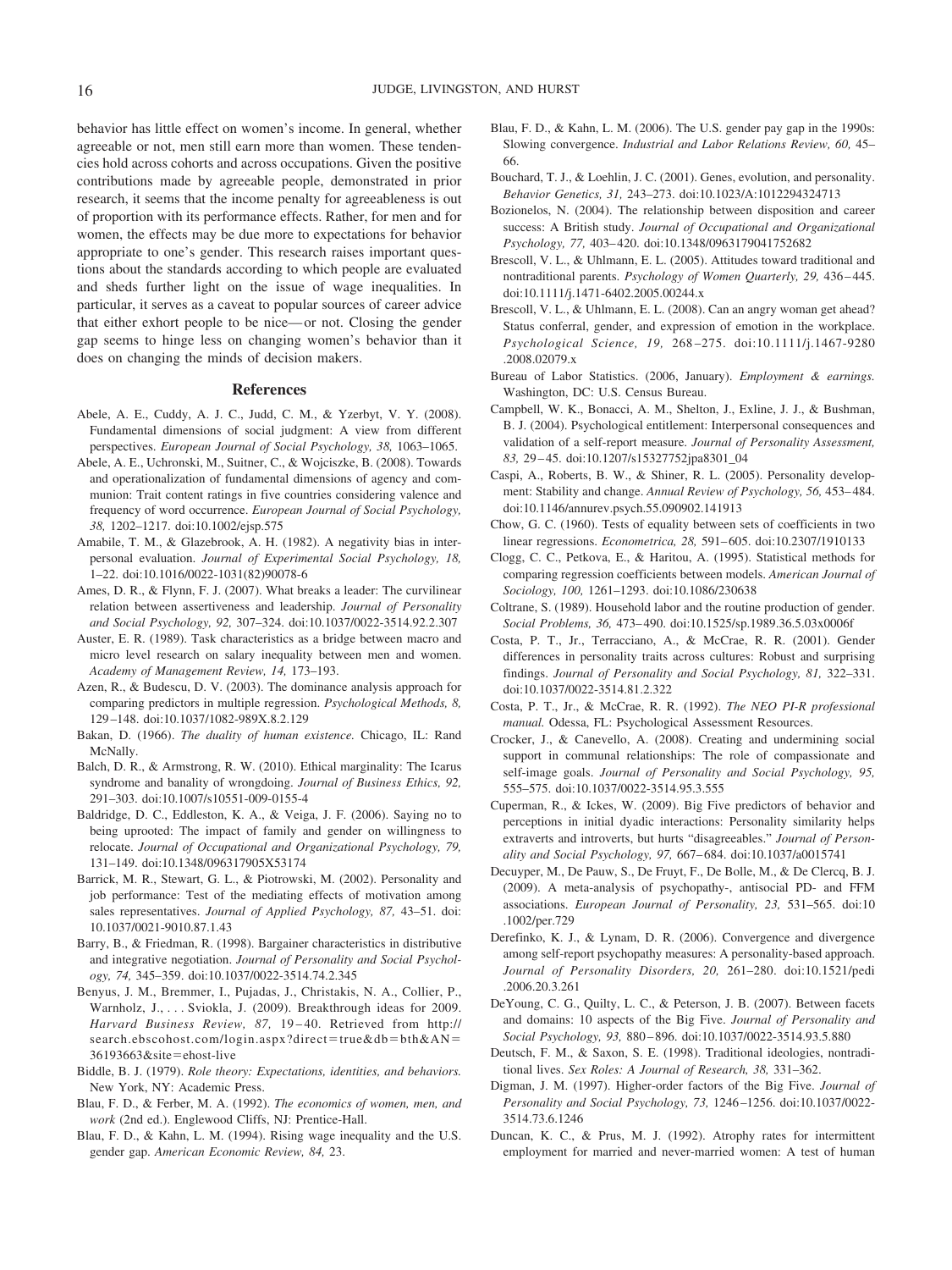behavior has little effect on women's income. In general, whether agreeable or not, men still earn more than women. These tendencies hold across cohorts and across occupations. Given the positive contributions made by agreeable people, demonstrated in prior research, it seems that the income penalty for agreeableness is out of proportion with its performance effects. Rather, for men and for women, the effects may be due more to expectations for behavior appropriate to one's gender. This research raises important questions about the standards according to which people are evaluated and sheds further light on the issue of wage inequalities. In particular, it serves as a caveat to popular sources of career advice that either exhort people to be nice—or not. Closing the gender gap seems to hinge less on changing women's behavior than it does on changing the minds of decision makers.

## References

Abele, A. E., Cuddy, A. J. C., Judd, C. M., & Yzerbyt, V. Y. (2008). Fundamental dimensions of social judgment: A view from different perspectives. *European Journal of Social Psychology, 38,* 1063–1065.

Abele, A. E., Uchronski, M., Suitner, C., & Wojciszke, B. (2008). Towards and operationalization of fundamental dimensions of agency and communion: Trait content ratings in five countries considering valence and frequency of word occurrence. *European Journal of Social Psychology, 38,* 1202–1217. doi:10.1002/ejsp.575

Amabile, T. M., & Glazebrook, A. H. (1982). A negativity bias in interpersonal evaluation. *Journal of Experimental Social Psychology, 18,* 1–22. doi:10.1016/0022-1031(82)90078-6

Ames, D. R., & Flynn, F. J. (2007). What breaks a leader: The curvilinear relation between assertiveness and leadership. *Journal of Personality and Social Psychology, 92,* 307–324. doi:10.1037/0022-3514.92.2.307

Auster, E. R. (1989). Task characteristics as a bridge between macro and micro level research on salary inequality between men and women. *Academy of Management Review, 14,* 173–193.

Azen, R., & Budescu, D. V. (2003). The dominance analysis approach for comparing predictors in multiple regression. *Psychological Methods, 8,* 129–148. doi:10.1037/1082-989X.8.2.129

Bakan, D. (1966). *The duality of human existence.* Chicago, IL: Rand McNally.

Balch, D. R., & Armstrong, R. W. (2010). Ethical marginality: The Icarus syndrome and banality of wrongdoing. *Journal of Business Ethics, 92,* 291–303. doi:10.1007/s10551-009-0155-4

Baldridge, D. C., Eddleston, K. A., & Veiga, J. F. (2006). Saying no to being uprooted: The impact of family and gender on willingness to relocate. *Journal of Occupational and Organizational Psychology, 79,* 131–149. doi:10.1348/096317905X53174

Barrick, M. R., Stewart, G. L., & Piotrowski, M. (2002). Personality and job performance: Test of the mediating effects of motivation among sales representatives. *Journal of Applied Psychology, 87,* 43–51. doi:10.1037/0021-9010.87.1.43

Barry, B., & Friedman, R. (1998). Bargainer characteristics in distributive and integrative negotiation. *Journal of Personality and Social Psychology, 74,* 345–359. doi:10.1037/0022-3514.74.2.345

Benyus, J. M., Bremmer, I., Pujadas, J., Christakis, N. A., Collier, P., Warnholz, J., . . . Sviokla, J. (2009). Breakthrough ideas for 2009. *Harvard Business Review, 87,* 19–40. Retrieved from http://search.ebscohost.com/login.aspx?direct=true&db=bth&AN=36193663&site=ehost-live

Biddle, B. J. (1979). *Role theory: Expectations, identities, and behaviors.* New York, NY: Academic Press.

Blau, F. D., & Ferber, M. A. (1992). *The economics of women, men, and work* (2nd ed.). Englewood Cliffs, NJ: Prentice-Hall.

Blau, F. D., & Kahn, L. M. (1994). Rising wage inequality and the U.S. gender gap. *American Economic Review, 84,* 23.

Blau, F. D., & Kahn, L. M. (2006). The U.S. gender pay gap in the 1990s: Slowing convergence. *Industrial and Labor Relations Review, 60,* 45–66.

Bouchard, T. J., & Loehlin, J. C. (2001). Genes, evolution, and personality. *Behavior Genetics, 31,* 243–273. doi:10.1023/A:1012294324713

Bozionelos, N. (2004). The relationship between disposition and career success: A British study. *Journal of Occupational and Organizational Psychology, 77,* 403–420. doi:10.1348/0963179041752682

Brescoll, V. L., & Uhlmann, E. L. (2005). Attitudes toward traditional and nontraditional parents. *Psychology of Women Quarterly, 29,* 436–445. doi:10.1111/j.1471-6402.2005.00244.x

Brescoll, V. L., & Uhlmann, E. L. (2008). Can an angry woman get ahead? Status conferral, gender, and expression of emotion in the workplace. *Psychological Science, 19,* 268–275. doi:10.1111/j.1467-9280.2008.02079.x

Bureau of Labor Statistics. (2006, January). *Employment & earnings.* Washington, DC: U.S. Census Bureau.

Campbell, W. K., Bonacci, A. M., Shelton, J., Exline, J. J., & Bushman, B. J. (2004). Psychological entitlement: Interpersonal consequences and validation of a self-report measure. *Journal of Personality Assessment, 83,* 29–45. doi:10.1207/s15327752jpa8301_04

Caspi, A., Roberts, B. W., & Shiner, R. L. (2005). Personality development: Stability and change. *Annual Review of Psychology, 56,* 453–484. doi:10.1146/annurev.psych.55.090902.141913

Chow, G. C. (1960). Tests of equality between sets of coefficients in two linear regressions. *Econometrica, 28,* 591–605. doi:10.2307/1910133

Clogg, C. C., Petkova, E., & Haritou, A. (1995). Statistical methods for comparing regression coefficients between models. *American Journal of Sociology, 100,* 1261–1293. doi:10.1086/230638

Coltrane, S. (1989). Household labor and the routine production of gender. *Social Problems, 36,* 473–490. doi:10.1525/sp.1989.36.5.03x0006f

Costa, P. T., Jr., Terracciano, A., & McCrae, R. R. (2001). Gender differences in personality traits across cultures: Robust and surprising findings. *Journal of Personality and Social Psychology, 81,* 322–331. doi:10.1037/0022-3514.81.2.322

Costa, P. T., Jr., & McCrae, R. R. (1992). *The NEO PI-R professional manual.* Odessa, FL: Psychological Assessment Resources.

Crocker, J., & Canevello, A. (2008). Creating and undermining social support in communal relationships: The role of compassionate and self-image goals. *Journal of Personality and Social Psychology, 95,* 555–575. doi:10.1037/0022-3514.95.3.555

Cuperman, R., & Ickes, W. (2009). Big Five predictors of behavior and perceptions in initial dyadic interactions: Personality similarity helps extraverts and introverts, but hurts "disagreeables." *Journal of Personality and Social Psychology, 97,* 667–684. doi:10.1037/a0015741

Decuyper, M., De Pauw, S., De Fruyt, F., De Bolle, M., & De Clercq, B. J. (2009). A meta-analysis of psychopathy-, antisocial PD- and FFM associations. *European Journal of Personality, 23,* 531–565. doi:10.1002/per.729

Derefinko, K. J., & Lynam, D. R. (2006). Convergence and divergence among self-report psychopathy measures: A personality-based approach. *Journal of Personality Disorders, 20,* 261–280. doi:10.1521/pedi.2006.20.3.261

DeYoung, C. G., Quilty, L. C., & Peterson, J. B. (2007). Between facets and domains: 10 aspects of the Big Five. *Journal of Personality and Social Psychology, 93,* 880–896. doi:10.1037/0022-3514.93.5.880

Deutsch, F. M., & Saxon, S. E. (1998). Traditional ideologies, nontraditional lives. *Sex Roles: A Journal of Research, 38,* 331–362.

Digman, J. M. (1997). Higher-order factors of the Big Five. *Journal of Personality and Social Psychology, 73,* 1246–1256. doi:10.1037/0022-3514.73.6.1246

Duncan, K. C., & Prus, M. J. (1992). Atrophy rates for intermittent employment for married and never-married women: A test of human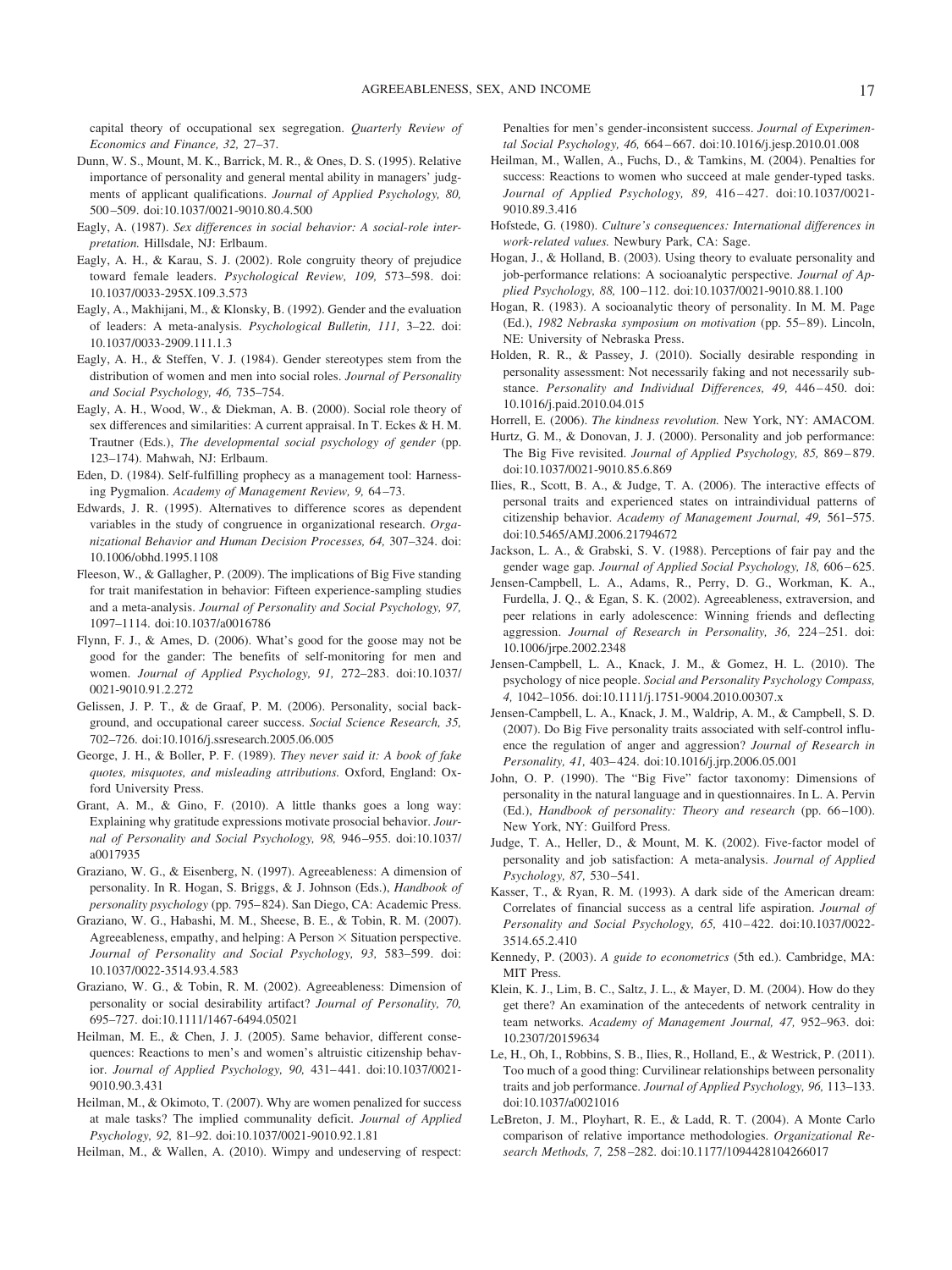capital theory of occupational sex segregation. *Quarterly Review of Economics and Finance, 32,* 27–37.

Dunn, W. S., Mount, M. K., Barrick, M. R., & Ones, D. S. (1995). Relative importance of personality and general mental ability in managers' judgments of applicant qualifications. *Journal of Applied Psychology, 80,* 500–509. doi:10.1037/0021-9010.80.4.500

Eagly, A. (1987). *Sex differences in social behavior: A social-role interpretation.* Hillsdale, NJ: Erlbaum.

Eagly, A. H., & Karau, S. J. (2002). Role congruity theory of prejudice toward female leaders. *Psychological Review, 109,* 573–598. doi:10.1037/0033-295X.109.3.573

Eagly, A., Makhijani, M., & Klonsky, B. (1992). Gender and the evaluation of leaders: A meta-analysis. *Psychological Bulletin, 111,* 3–22. doi:10.1037/0033-2909.111.1.3

Eagly, A. H., & Steffen, V. J. (1984). Gender stereotypes stem from the distribution of women and men into social roles. *Journal of Personality and Social Psychology, 46,* 735–754.

Eagly, A. H., Wood, W., & Diekman, A. B. (2000). Social role theory of sex differences and similarities: A current appraisal. In T. Eckes & H. M. Trautner (Eds.), *The developmental social psychology of gender* (pp. 123–174). Mahwah, NJ: Erlbaum.

Eden, D. (1984). Self-fulfilling prophecy as a management tool: Harnessing Pygmalion. *Academy of Management Review, 9,* 64–73.

Edwards, J. R. (1995). Alternatives to difference scores as dependent variables in the study of congruence in organizational research. *Organizational Behavior and Human Decision Processes, 64,* 307–324. doi:10.1006/obhd.1995.1108

Fleeson, W., & Gallagher, P. (2009). The implications of Big Five standing for trait manifestation in behavior: Fifteen experience-sampling studies and a meta-analysis. *Journal of Personality and Social Psychology, 97,* 1097–1114. doi:10.1037/a0016786

Flynn, F. J., & Ames, D. (2006). What's good for the goose may not be good for the gander: The benefits of self-monitoring for men and women. *Journal of Applied Psychology, 91,* 272–283. doi:10.1037/0021-9010.91.2.272

Gelissen, J. P. T., & de Graaf, P. M. (2006). Personality, social background, and occupational career success. *Social Science Research, 35,* 702–726. doi:10.1016/j.ssresearch.2005.06.005

George, J. H., & Boller, P. F. (1989). *They never said it: A book of fake quotes, misquotes, and misleading attributions.* Oxford, England: Oxford University Press.

Grant, A. M., & Gino, F. (2010). A little thanks goes a long way: Explaining why gratitude expressions motivate prosocial behavior. *Journal of Personality and Social Psychology, 98,* 946–955. doi:10.1037/a0017935

Graziano, W. G., & Eisenberg, N. (1997). Agreeableness: A dimension of personality. In R. Hogan, S. Briggs, & J. Johnson (Eds.), *Handbook of personality psychology* (pp. 795–824). San Diego, CA: Academic Press.

Graziano, W. G., Habashi, M. M., Sheese, B. E., & Tobin, R. M. (2007). Agreeableness, empathy, and helping: A Person × Situation perspective. *Journal of Personality and Social Psychology, 93,* 583–599. doi:10.1037/0022-3514.93.4.583

Graziano, W. G., & Tobin, R. M. (2002). Agreeableness: Dimension of personality or social desirability artifact? *Journal of Personality, 70,* 695–727. doi:10.1111/1467-6494.05021

Heilman, M. E., & Chen, J. J. (2005). Same behavior, different consequences: Reactions to men's and women's altruistic citizenship behavior. *Journal of Applied Psychology, 90,* 431–441. doi:10.1037/0021-9010.90.3.431

Heilman, M., & Okimoto, T. (2007). Why are women penalized for success at male tasks? The implied communality deficit. *Journal of Applied Psychology, 92,* 81–92. doi:10.1037/0021-9010.92.1.81

Heilman, M., & Wallen, A. (2010). Wimpy and undeserving of respect: Penalties for men's gender-inconsistent success. *Journal of Experimental Social Psychology, 46,* 664–667. doi:10.1016/j.jesp.2010.01.008

Heilman, M., Wallen, A., Fuchs, D., & Tamkins, M. (2004). Penalties for success: Reactions to women who succeed at male gender-typed tasks. *Journal of Applied Psychology, 89,* 416–427. doi:10.1037/0021-9010.89.3.416

Hofstede, G. (1980). *Culture's consequences: International differences in work-related values.* Newbury Park, CA: Sage.

Hogan, J., & Holland, B. (2003). Using theory to evaluate personality and job-performance relations: A socioanalytic perspective. *Journal of Applied Psychology, 88,* 100–112. doi:10.1037/0021-9010.88.1.100

Hogan, R. (1983). A socioanalytic theory of personality. In M. M. Page (Ed.), *1982 Nebraska symposium on motivation* (pp. 55–89). Lincoln, NE: University of Nebraska Press.

Holden, R. R., & Passey, J. (2010). Socially desirable responding in personality assessment: Not necessarily faking and not necessarily substance. *Personality and Individual Differences, 49,* 446–450. doi:10.1016/j.paid.2010.04.015

Horrell, E. (2006). *The kindness revolution.* New York, NY: AMACOM.

Hurtz, G. M., & Donovan, J. J. (2000). Personality and job performance: The Big Five revisited. *Journal of Applied Psychology, 85,* 869–879. doi:10.1037/0021-9010.85.6.869

Ilies, R., Scott, B. A., & Judge, T. A. (2006). The interactive effects of personal traits and experienced states on intraindividual patterns of citizenship behavior. *Academy of Management Journal, 49,* 561–575. doi:10.5465/AMJ.2006.21794672

Jackson, L. A., & Grabski, S. V. (1988). Perceptions of fair pay and the gender wage gap. *Journal of Applied Social Psychology, 18,* 606–625.

Jensen-Campbell, L. A., Adams, R., Perry, D. G., Workman, K. A., Furdella, J. Q., & Egan, S. K. (2002). Agreeableness, extraversion, and peer relations in early adolescence: Winning friends and deflecting aggression. *Journal of Research in Personality, 36,* 224–251. doi:10.1006/jrpe.2002.2348

Jensen-Campbell, L. A., Knack, J. M., & Gomez, H. L. (2010). The psychology of nice people. *Social and Personality Psychology Compass, 4,* 1042–1056. doi:10.1111/j.1751-9004.2010.00307.x

Jensen-Campbell, L. A., Knack, J. M., Waldrip, A. M., & Campbell, S. D. (2007). Do Big Five personality traits associated with self-control influence the regulation of anger and aggression? *Journal of Research in Personality, 41,* 403–424. doi:10.1016/j.jrp.2006.05.001

John, O. P. (1990). The "Big Five" factor taxonomy: Dimensions of personality in the natural language and in questionnaires. In L. A. Pervin (Ed.), *Handbook of personality: Theory and research* (pp. 66–100). New York, NY: Guilford Press.

Judge, T. A., Heller, D., & Mount, M. K. (2002). Five-factor model of personality and job satisfaction: A meta-analysis. *Journal of Applied Psychology, 87,* 530–541.

Kasser, T., & Ryan, R. M. (1993). A dark side of the American dream: Correlates of financial success as a central life aspiration. *Journal of Personality and Social Psychology, 65,* 410–422. doi:10.1037/0022-3514.65.2.410

Kennedy, P. (2003). *A guide to econometrics* (5th ed.). Cambridge, MA: MIT Press.

Klein, K. J., Lim, B. C., Saltz, J. L., & Mayer, D. M. (2004). How do they get there? An examination of the antecedents of network centrality in team networks. *Academy of Management Journal, 47,* 952–963. doi:10.2307/20159634

Le, H., Oh, I., Robbins, S. B., Ilies, R., Holland, E., & Westrick, P. (2011). Too much of a good thing: Curvilinear relationships between personality traits and job performance. *Journal of Applied Psychology, 96,* 113–133. doi:10.1037/a0021016

LeBreton, J. M., Ployhart, R. E., & Ladd, R. T. (2004). A Monte Carlo comparison of relative importance methodologies. *Organizational Research Methods, 7,* 258–282. doi:10.1177/1094428104266017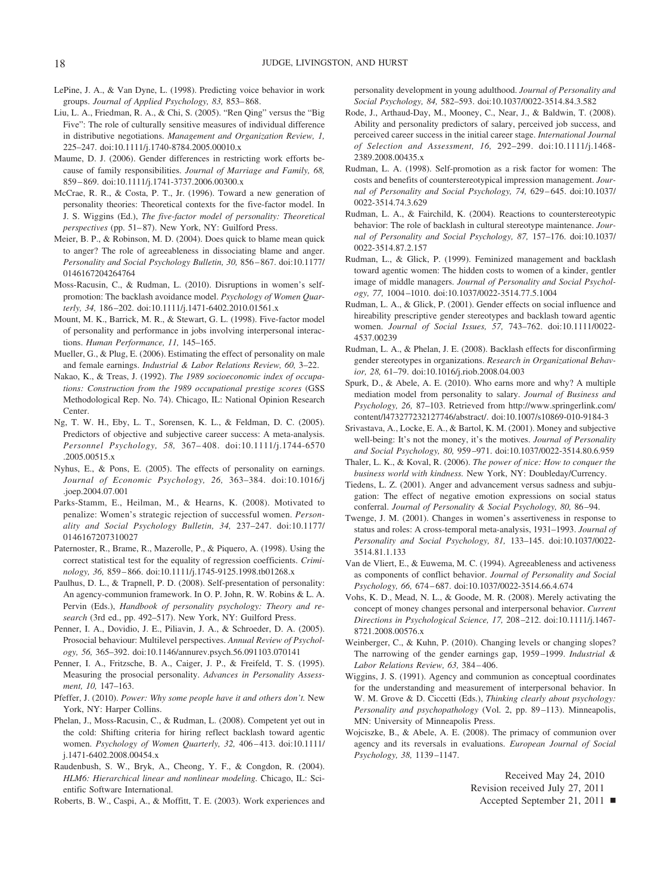LePine, J. A., & Van Dyne, L. (1998). Predicting voice behavior in work groups. *Journal of Applied Psychology, 83,* 853–868.

Liu, L. A., Friedman, R. A., & Chi, S. (2005). "Ren Qing" versus the "Big Five": The role of culturally sensitive measures of individual difference in distributive negotiations. *Management and Organization Review, 1,* 225–247. doi:10.1111/j.1740-8784.2005.00010.x

Maume, D. J. (2006). Gender differences in restricting work efforts because of family responsibilities. *Journal of Marriage and Family, 68,* 859–869. doi:10.1111/j.1741-3737.2006.00300.x

McCrae, R. R., & Costa, P. T., Jr. (1996). Toward a new generation of personality theories: Theoretical contexts for the five-factor model. In J. S. Wiggins (Ed.), *The five-factor model of personality: Theoretical perspectives* (pp. 51–87). New York, NY: Guilford Press.

Meier, B. P., & Robinson, M. D. (2004). Does quick to blame mean quick to anger? The role of agreeableness in dissociating blame and anger. *Personality and Social Psychology Bulletin, 30,* 856–867. doi:10.1177/0146167204264764

Moss-Racusin, C., & Rudman, L. (2010). Disruptions in women's self-promotion: The backlash avoidance model. *Psychology of Women Quarterly, 34,* 186–202. doi:10.1111/j.1471-6402.2010.01561.x

Mount, M. K., Barrick, M. R., & Stewart, G. L. (1998). Five-factor model of personality and performance in jobs involving interpersonal interactions. *Human Performance, 11,* 145–165.

Mueller, G., & Plug, E. (2006). Estimating the effect of personality on male and female earnings. *Industrial & Labor Relations Review, 60,* 3–22.

Nakao, K., & Treas, J. (1992). *The 1989 socioeconomic index of occupations: Construction from the 1989 occupational prestige scores* (GSS Methodological Rep. No. 74). Chicago, IL: National Opinion Research Center.

Ng, T. W. H., Eby, L. T., Sorensen, K. L., & Feldman, D. C. (2005). Predictors of objective and subjective career success: A meta-analysis. *Personnel Psychology, 58,* 367–408. doi:10.1111/j.1744-6570.2005.00515.x

Nyhus, E., & Pons, E. (2005). The effects of personality on earnings. *Journal of Economic Psychology, 26,* 363–384. doi:10.1016/j.joep.2004.07.001

Parks-Stamm, E., Heilman, M., & Hearns, K. (2008). Motivated to penalize: Women's strategic rejection of successful women. *Personality and Social Psychology Bulletin, 34,* 237–247. doi:10.1177/0146167207310027

Paternoster, R., Brame, R., Mazerolle, P., & Piquero, A. (1998). Using the correct statistical test for the equality of regression coefficients. *Criminology, 36,* 859–866. doi:10.1111/j.1745-9125.1998.tb01268.x

Paulhus, D. L., & Trapnell, P. D. (2008). Self-presentation of personality: An agency-communion framework. In O. P. John, R. W. Robins & L. A. Pervin (Eds.), *Handbook of personality psychology: Theory and research* (3rd ed., pp. 492–517). New York, NY: Guilford Press.

Penner, I. A., Dovidio, J. E., Piliavin, J. A., & Schroeder, D. A. (2005). Prosocial behaviour: Multilevel perspectives. *Annual Review of Psychology, 56,* 365–392. doi:10.1146/annurev.psych.56.091103.070141

Penner, I. A., Fritzsche, B. A., Caiger, J. P., & Freifeld, T. S. (1995). Measuring the prosocial personality. *Advances in Personality Assessment, 10,* 147–163.

Pfeffer, J. (2010). *Power: Why some people have it and others don't.* New York, NY: Harper Collins.

Phelan, J., Moss-Racusin, C., & Rudman, L. (2008). Competent yet out in the cold: Shifting criteria for hiring reflect backlash toward agentic women. *Psychology of Women Quarterly, 32,* 406–413. doi:10.1111/j.1471-6402.2008.00454.x

Raudenbush, S. W., Bryk, A., Cheong, Y. F., & Congdon, R. (2004). *HLM6: Hierarchical linear and nonlinear modeling.* Chicago, IL: Scientific Software International.

Roberts, B. W., Caspi, A., & Moffitt, T. E. (2003). Work experiences and personality development in young adulthood. *Journal of Personality and Social Psychology, 84,* 582–593. doi:10.1037/0022-3514.84.3.582

Rode, J., Arthaud-Day, M., Mooney, C., Near, J., & Baldwin, T. (2008). Ability and personality predictors of salary, perceived job success, and perceived career success in the initial career stage. *International Journal of Selection and Assessment, 16,* 292–299. doi:10.1111/j.1468-2389.2008.00435.x

Rudman, L. A. (1998). Self-promotion as a risk factor for women: The costs and benefits of counterstereotypical impression management. *Journal of Personality and Social Psychology, 74,* 629–645. doi:10.1037/0022-3514.74.3.629

Rudman, L. A., & Fairchild, K. (2004). Reactions to counterstereotypic behavior: The role of backlash in cultural stereotype maintenance. *Journal of Personality and Social Psychology, 87,* 157–176. doi:10.1037/0022-3514.87.2.157

Rudman, L., & Glick, P. (1999). Feminized management and backlash toward agentic women: The hidden costs to women of a kinder, gentler image of middle managers. *Journal of Personality and Social Psychology, 77,* 1004–1010. doi:10.1037/0022-3514.77.5.1004

Rudman, L. A., & Glick, P. (2001). Gender effects on social influence and hireability prescriptive gender stereotypes and backlash toward agentic women. *Journal of Social Issues, 57,* 743–762. doi:10.1111/0022-4537.00239

Rudman, L. A., & Phelan, J. E. (2008). Backlash effects for disconfirming gender stereotypes in organizations. *Research in Organizational Behavior, 28,* 61–79. doi:10.1016/j.riob.2008.04.003

Spurk, D., & Abele, A. E. (2010). Who earns more and why? A multiple mediation model from personality to salary. *Journal of Business and Psychology, 26,* 87–103. Retrieved from http://www.springerlink.com/content/l473277232127746/abstract/. doi:10.1007/s10869-010-9184-3

Srivastava, A., Locke, E. A., & Bartol, K. M. (2001). Money and subjective well-being: It's not the money, it's the motives. *Journal of Personality and Social Psychology, 80,* 959–971. doi:10.1037/0022-3514.80.6.959

Thaler, L. K., & Koval, R. (2006). *The power of nice: How to conquer the business world with kindness.* New York, NY: Doubleday/Currency.

Tiedens, L. Z. (2001). Anger and advancement versus sadness and subjugation: The effect of negative emotion expressions on social status conferral. *Journal of Personality & Social Psychology, 80,* 86–94.

Twenge, J. M. (2001). Changes in women's assertiveness in response to status and roles: A cross-temporal meta-analysis, 1931–1993. *Journal of Personality and Social Psychology, 81,* 133–145. doi:10.1037/0022-3514.81.1.133

Van de Vliert, E., & Euwema, M. C. (1994). Agreeableness and activeness as components of conflict behavior. *Journal of Personality and Social Psychology, 66,* 674–687. doi:10.1037/0022-3514.66.4.674

Vohs, K. D., Mead, N. L., & Goode, M. R. (2008). Merely activating the concept of money changes personal and interpersonal behavior. *Current Directions in Psychological Science, 17,* 208–212. doi:10.1111/j.1467-8721.2008.00576.x

Weinberger, C., & Kuhn, P. (2010). Changing levels or changing slopes? The narrowing of the gender earnings gap, 1959–1999. *Industrial & Labor Relations Review, 63,* 384–406.

Wiggins, J. S. (1991). Agency and communion as conceptual coordinates for the understanding and measurement of interpersonal behavior. In W. M. Grove & D. Ciccetti (Eds.), *Thinking clearly about psychology: Personality and psychopathology* (Vol. 2, pp. 89–113). Minneapolis, MN: University of Minneapolis Press.

Wojciszke, B., & Abele, A. E. (2008). The primacy of communion over agency and its reversals in evaluations. *European Journal of Social Psychology, 38,* 1139–1147.

Received May 24, 2010
Revision received July 27, 2011
Accepted September 21, 2011 ■